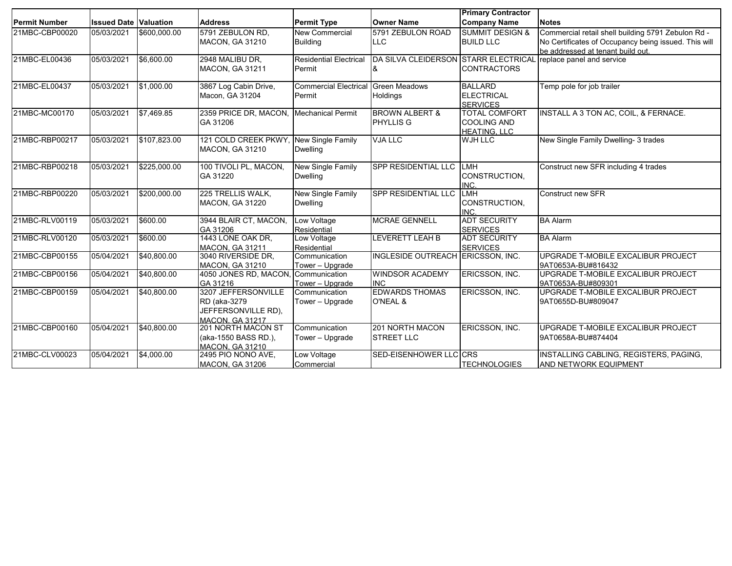| Permit Number | Issued Date | Valuation | Address | Permit Type | Owner Name | Primary Contractor Company Name | Notes |
|---|---|---|---|---|---|---|---|
| 21MBC-CBP00020 | 05/03/2021 | $600,000.00 | 5791 ZEBULON RD, MACON, GA 31210 | New Commercial Building | 5791 ZEBULON ROAD LLC | SUMMIT DESIGN & BUILD LLC | Commercial retail shell building 5791 Zebulon Rd - No Certificates of Occupancy being issued. This will be addressed at tenant build out. |
| 21MBC-EL00436 | 05/03/2021 | $6,600.00 | 2948 MALIBU DR, MACON, GA 31211 | Residential Electrical Permit | DA SILVA CLEIDERSON & | STARR ELECTRICAL CONTRACTORS | replace panel and service |
| 21MBC-EL00437 | 05/03/2021 | $1,000.00 | 3867 Log Cabin Drive, Macon, GA 31204 | Commercial Electrical Permit | Green Meadows Holdings | BALLARD ELECTRICAL SERVICES | Temp pole for job trailer |
| 21MBC-MC00170 | 05/03/2021 | $7,469.85 | 2359 PRICE DR, MACON, GA 31206 | Mechanical Permit | BROWN ALBERT & PHYLLIS G | TOTAL COMFORT COOLING AND HEATING, LLC | INSTALL A 3 TON AC, COIL, & FERNACE. |
| 21MBC-RBP00217 | 05/03/2021 | $107,823.00 | 121 COLD CREEK PKWY, MACON, GA 31210 | New Single Family Dwelling | VJA LLC | WJH LLC | New Single Family Dwelling- 3 trades |
| 21MBC-RBP00218 | 05/03/2021 | $225,000.00 | 100 TIVOLI PL, MACON, GA 31220 | New Single Family Dwelling | SPP RESIDENTIAL LLC | LMH CONSTRUCTION, INC. | Construct new SFR including 4 trades |
| 21MBC-RBP00220 | 05/03/2021 | $200,000.00 | 225 TRELLIS WALK, MACON, GA 31220 | New Single Family Dwelling | SPP RESIDENTIAL LLC | LMH CONSTRUCTION, INC. | Construct new SFR |
| 21MBC-RLV00119 | 05/03/2021 | $600.00 | 3944 BLAIR CT, MACON, GA 31206 | Low Voltage Residential | MCRAE GENNELL | ADT SECURITY SERVICES | BA Alarm |
| 21MBC-RLV00120 | 05/03/2021 | $600.00 | 1443 LONE OAK DR, MACON, GA 31211 | Low Voltage Residential | LEVERETT LEAH B | ADT SECURITY SERVICES | BA Alarm |
| 21MBC-CBP00155 | 05/04/2021 | $40,800.00 | 3040 RIVERSIDE DR, MACON, GA 31210 | Communication Tower – Upgrade | INGLESIDE OUTREACH | ERICSSON, INC. | UPGRADE T-MOBILE EXCALIBUR PROJECT 9AT0653A-BU#816432 |
| 21MBC-CBP00156 | 05/04/2021 | $40,800.00 | 4050 JONES RD, MACON, GA 31216 | Communication Tower – Upgrade | WINDSOR ACADEMY INC | ERICSSON, INC. | UPGRADE T-MOBILE EXCALIBUR PROJECT 9AT0653A-BU#809301 |
| 21MBC-CBP00159 | 05/04/2021 | $40,800.00 | 3207 JEFFERSONVILLE RD (aka-3279 JEFFERSONVILLE RD), MACON, GA 31217 | Communication Tower – Upgrade | EDWARDS THOMAS O'NEAL & | ERICSSON, INC. | UPGRADE T-MOBILE EXCALIBUR PROJECT 9AT0655D-BU#809047 |
| 21MBC-CBP00160 | 05/04/2021 | $40,800.00 | 201 NORTH MACON ST (aka-1550 BASS RD.), MACON, GA 31210 | Communication Tower – Upgrade | 201 NORTH MACON STREET LLC | ERICSSON, INC. | UPGRADE T-MOBILE EXCALIBUR PROJECT 9AT0658A-BU#874404 |
| 21MBC-CLV00023 | 05/04/2021 | $4,000.00 | 2495 PIO NONO AVE, MACON, GA 31206 | Low Voltage Commercial | SED-EISENHOWER LLC | CRS TECHNOLOGIES | INSTALLING CABLING, REGISTERS, PAGING, AND NETWORK EQUIPMENT |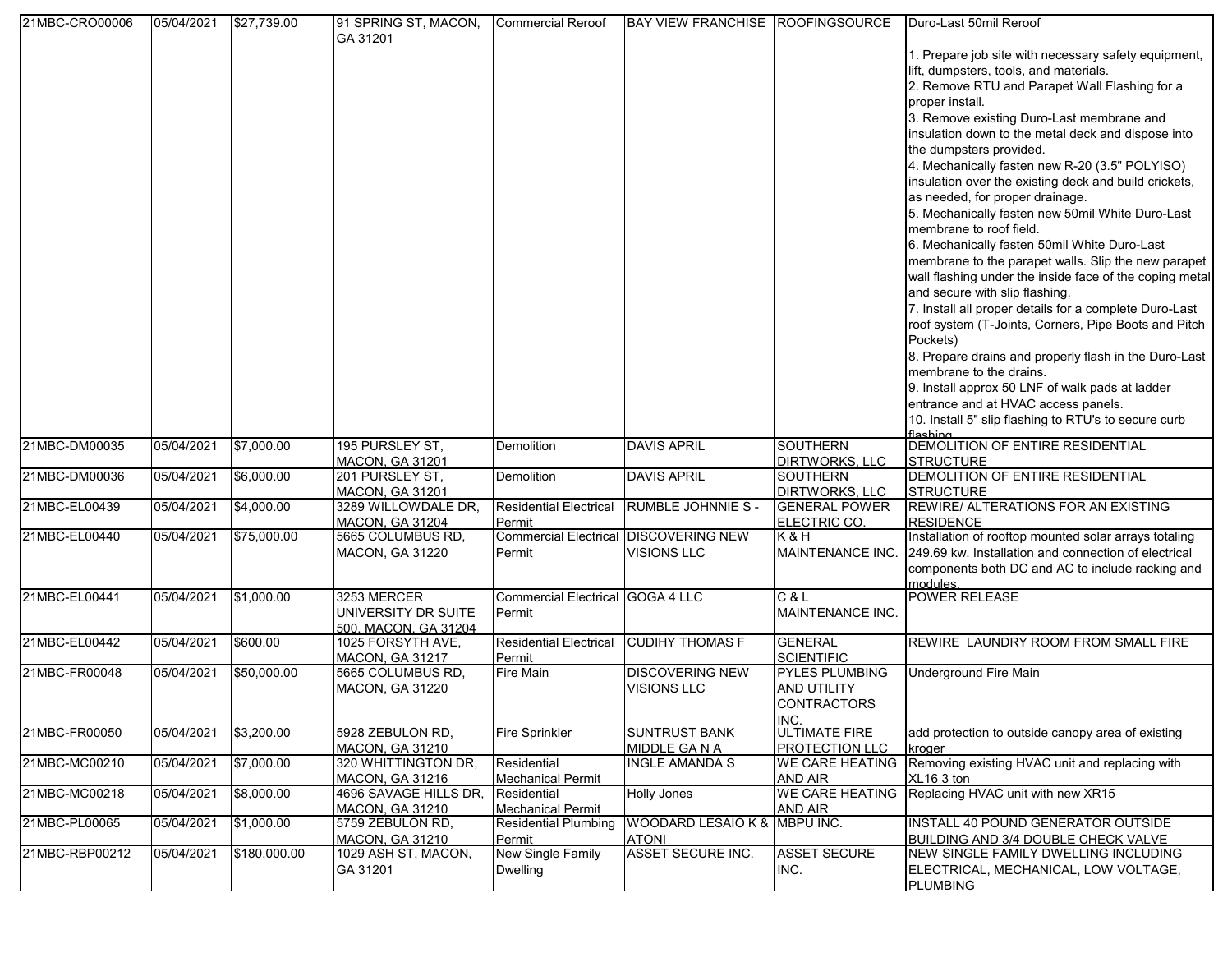| | | | | | | | |
|---|---|---|---|---|---|---|---|
| 21MBC-CRO00006 | 05/04/2021 | $27,739.00 | 91 SPRING ST, MACON, GA 31201 | Commercial Reroof | BAY VIEW FRANCHISE | ROOFINGSOURCE | Duro-Last 50mil Reroof<br><br>1. Prepare job site with necessary safety equipment, lift, dumpsters, tools, and materials.<br>2. Remove RTU and Parapet Wall Flashing for a proper install.<br>3. Remove existing Duro-Last membrane and insulation down to the metal deck and dispose into the dumpsters provided.<br>4. Mechanically fasten new R-20 (3.5" POLYISO) insulation over the existing deck and build crickets, as needed, for proper drainage.<br>5. Mechanically fasten new 50mil White Duro-Last membrane to roof field.<br>6. Mechanically fasten 50mil White Duro-Last membrane to the parapet walls. Slip the new parapet wall flashing under the inside face of the coping metal and secure with slip flashing.<br>7. Install all proper details for a complete Duro-Last roof system (T-Joints, Corners, Pipe Boots and Pitch Pockets)<br>8. Prepare drains and properly flash in the Duro-Last membrane to the drains.<br>9. Install approx 50 LNF of walk pads at ladder entrance and at HVAC access panels.<br>10. Install 5" slip flashing to RTU's to secure curb flashing |
| 21MBC-DM00035 | 05/04/2021 | $7,000.00 | 195 PURSLEY ST, MACON, GA 31201 | Demolition | DAVIS APRIL | SOUTHERN DIRTWORKS, LLC | DEMOLITION OF ENTIRE RESIDENTIAL STRUCTURE |
| 21MBC-DM00036 | 05/04/2021 | $6,000.00 | 201 PURSLEY ST, MACON, GA 31201 | Demolition | DAVIS APRIL | SOUTHERN DIRTWORKS, LLC | DEMOLITION OF ENTIRE RESIDENTIAL STRUCTURE |
| 21MBC-EL00439 | 05/04/2021 | $4,000.00 | 3289 WILLOWDALE DR, MACON, GA 31204 | Residential Electrical Permit | RUMBLE JOHNNIE S - | GENERAL POWER ELECTRIC CO. | REWIRE/ ALTERATIONS FOR AN EXISTING RESIDENCE |
| 21MBC-EL00440 | 05/04/2021 | $75,000.00 | 5665 COLUMBUS RD, MACON, GA 31220 | Commercial Electrical Permit | DISCOVERING NEW VISIONS LLC | K & H MAINTENANCE INC. | Installation of rooftop mounted solar arrays totaling 249.69 kw. Installation and connection of electrical components both DC and AC to include racking and modules. |
| 21MBC-EL00441 | 05/04/2021 | $1,000.00 | 3253 MERCER UNIVERSITY DR SUITE 500, MACON, GA 31204 | Commercial Electrical Permit | GOGA 4 LLC | C & L MAINTENANCE INC. | POWER RELEASE |
| 21MBC-EL00442 | 05/04/2021 | $600.00 | 1025 FORSYTH AVE, MACON, GA 31217 | Residential Electrical Permit | CUDIHY THOMAS F | GENERAL SCIENTIFIC | REWIRE LAUNDRY ROOM FROM SMALL FIRE |
| 21MBC-FR00048 | 05/04/2021 | $50,000.00 | 5665 COLUMBUS RD, MACON, GA 31220 | Fire Main | DISCOVERING NEW VISIONS LLC | PYLES PLUMBING AND UTILITY CONTRACTORS INC. | Underground Fire Main |
| 21MBC-FR00050 | 05/04/2021 | $3,200.00 | 5928 ZEBULON RD, MACON, GA 31210 | Fire Sprinkler | SUNTRUST BANK MIDDLE GA N A | ULTIMATE FIRE PROTECTION LLC | add protection to outside canopy area of existing kroger |
| 21MBC-MC00210 | 05/04/2021 | $7,000.00 | 320 WHITTINGTON DR, MACON, GA 31216 | Residential Mechanical Permit | INGLE AMANDA S | WE CARE HEATING AND AIR | Removing existing HVAC unit and replacing with XL16 3 ton |
| 21MBC-MC00218 | 05/04/2021 | $8,000.00 | 4696 SAVAGE HILLS DR, MACON, GA 31210 | Residential Mechanical Permit | Holly Jones | WE CARE HEATING AND AIR | Replacing HVAC unit with new XR15 |
| 21MBC-PL00065 | 05/04/2021 | $1,000.00 | 5759 ZEBULON RD, MACON, GA 31210 | Residential Plumbing Permit | WOODARD LESAIO K & ATONI | MBPU INC. | INSTALL 40 POUND GENERATOR OUTSIDE BUILDING AND 3/4 DOUBLE CHECK VALVE |
| 21MBC-RBP00212 | 05/04/2021 | $180,000.00 | 1029 ASH ST, MACON, GA 31201 | New Single Family Dwelling | ASSET SECURE INC. | ASSET SECURE INC. | NEW SINGLE FAMILY DWELLING INCLUDING ELECTRICAL, MECHANICAL, LOW VOLTAGE, PLUMBING |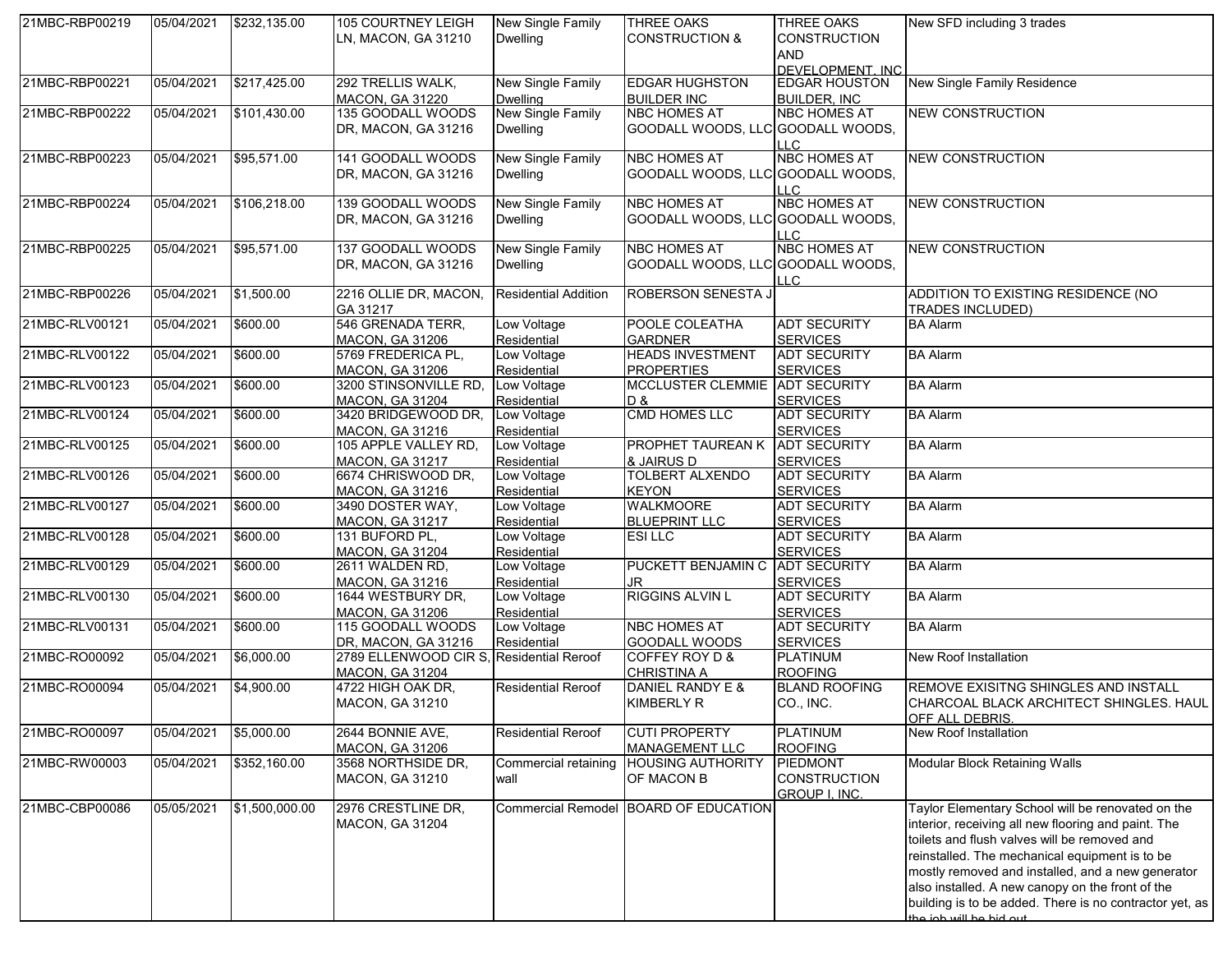| | | | | | | | |
|---|---|---|---|---|---|---|---|
| 21MBC-RBP00219 | 05/04/2021 | $232,135.00 | 105 COURTNEY LEIGH LN, MACON, GA 31210 | New Single Family Dwelling | THREE OAKS CONSTRUCTION & | THREE OAKS CONSTRUCTION AND DEVELOPMENT, INC | New SFD including 3 trades |
| 21MBC-RBP00221 | 05/04/2021 | $217,425.00 | 292 TRELLIS WALK, MACON, GA 31220 | New Single Family Dwelling | EDGAR HUGHSTON BUILDER INC | EDGAR HOUSTON BUILDER, INC | New Single Family Residence |
| 21MBC-RBP00222 | 05/04/2021 | $101,430.00 | 135 GOODALL WOODS DR, MACON, GA 31216 | New Single Family Dwelling | NBC HOMES AT GOODALL WOODS, LLC | NBC HOMES AT GOODALL WOODS, LLC | NEW CONSTRUCTION |
| 21MBC-RBP00223 | 05/04/2021 | $95,571.00 | 141 GOODALL WOODS DR, MACON, GA 31216 | New Single Family Dwelling | NBC HOMES AT GOODALL WOODS, LLC | NBC HOMES AT GOODALL WOODS, LLC | NEW CONSTRUCTION |
| 21MBC-RBP00224 | 05/04/2021 | $106,218.00 | 139 GOODALL WOODS DR, MACON, GA 31216 | New Single Family Dwelling | NBC HOMES AT GOODALL WOODS, LLC | NBC HOMES AT GOODALL WOODS, LLC | NEW CONSTRUCTION |
| 21MBC-RBP00225 | 05/04/2021 | $95,571.00 | 137 GOODALL WOODS DR, MACON, GA 31216 | New Single Family Dwelling | NBC HOMES AT GOODALL WOODS, LLC | NBC HOMES AT GOODALL WOODS, LLC | NEW CONSTRUCTION |
| 21MBC-RBP00226 | 05/04/2021 | $1,500.00 | 2216 OLLIE DR, MACON, GA 31217 | Residential Addition | ROBERSON SENESTA J | | ADDITION TO EXISTING RESIDENCE (NO TRADES INCLUDED) |
| 21MBC-RLV00121 | 05/04/2021 | $600.00 | 546 GRENADA TERR, MACON, GA 31206 | Low Voltage Residential | POOLE COLEATHA GARDNER | ADT SECURITY SERVICES | BA Alarm |
| 21MBC-RLV00122 | 05/04/2021 | $600.00 | 5769 FREDERICA PL, MACON, GA 31206 | Low Voltage Residential | HEADS INVESTMENT PROPERTIES | ADT SECURITY SERVICES | BA Alarm |
| 21MBC-RLV00123 | 05/04/2021 | $600.00 | 3200 STINSONVILLE RD, MACON, GA 31204 | Low Voltage Residential | MCCLUSTER CLEMMIE D & | ADT SECURITY SERVICES | BA Alarm |
| 21MBC-RLV00124 | 05/04/2021 | $600.00 | 3420 BRIDGEWOOD DR, MACON, GA 31216 | Low Voltage Residential | CMD HOMES LLC | ADT SECURITY SERVICES | BA Alarm |
| 21MBC-RLV00125 | 05/04/2021 | $600.00 | 105 APPLE VALLEY RD, MACON, GA 31217 | Low Voltage Residential | PROPHET TAUREAN K & JAIRUS D | ADT SECURITY SERVICES | BA Alarm |
| 21MBC-RLV00126 | 05/04/2021 | $600.00 | 6674 CHRISWOOD DR, MACON, GA 31216 | Low Voltage Residential | TOLBERT ALXENDO KEYON | ADT SECURITY SERVICES | BA Alarm |
| 21MBC-RLV00127 | 05/04/2021 | $600.00 | 3490 DOSTER WAY, MACON, GA 31217 | Low Voltage Residential | WALKMOORE BLUEPRINT LLC | ADT SECURITY SERVICES | BA Alarm |
| 21MBC-RLV00128 | 05/04/2021 | $600.00 | 131 BUFORD PL, MACON, GA 31204 | Low Voltage Residential | ESI LLC | ADT SECURITY SERVICES | BA Alarm |
| 21MBC-RLV00129 | 05/04/2021 | $600.00 | 2611 WALDEN RD, MACON, GA 31216 | Low Voltage Residential | PUCKETT BENJAMIN C JR | ADT SECURITY SERVICES | BA Alarm |
| 21MBC-RLV00130 | 05/04/2021 | $600.00 | 1644 WESTBURY DR, MACON, GA 31206 | Low Voltage Residential | RIGGINS ALVIN L | ADT SECURITY SERVICES | BA Alarm |
| 21MBC-RLV00131 | 05/04/2021 | $600.00 | 115 GOODALL WOODS DR, MACON, GA 31216 | Low Voltage Residential | NBC HOMES AT GOODALL WOODS | ADT SECURITY SERVICES | BA Alarm |
| 21MBC-RO00092 | 05/04/2021 | $6,000.00 | 2789 ELLENWOOD CIR S, MACON, GA 31204 | Residential Reroof | COFFEY ROY D & CHRISTINA A | PLATINUM ROOFING | New Roof Installation |
| 21MBC-RO00094 | 05/04/2021 | $4,900.00 | 4722 HIGH OAK DR, MACON, GA 31210 | Residential Reroof | DANIEL RANDY E & KIMBERLY R | BLAND ROOFING CO., INC. | REMOVE EXISITNG SHINGLES AND INSTALL CHARCOAL BLACK ARCHITECT SHINGLES. HAUL OFF ALL DEBRIS. |
| 21MBC-RO00097 | 05/04/2021 | $5,000.00 | 2644 BONNIE AVE, MACON, GA 31206 | Residential Reroof | CUTI PROPERTY MANAGEMENT LLC | PLATINUM ROOFING | New Roof Installation |
| 21MBC-RW00003 | 05/04/2021 | $352,160.00 | 3568 NORTHSIDE DR, MACON, GA 31210 | Commercial retaining wall | HOUSING AUTHORITY OF MACON B | PIEDMONT CONSTRUCTION GROUP I, INC. | Modular Block Retaining Walls |
| 21MBC-CBP00086 | 05/05/2021 | $1,500,000.00 | 2976 CRESTLINE DR, MACON, GA 31204 | Commercial Remodel | BOARD OF EDUCATION | | Taylor Elementary School will be renovated on the interior, receiving all new flooring and paint. The toilets and flush valves will be removed and reinstalled. The mechanical equipment is to be mostly removed and installed, and a new generator also installed. A new canopy on the front of the building is to be added. There is no contractor yet, as the job will be bid out. |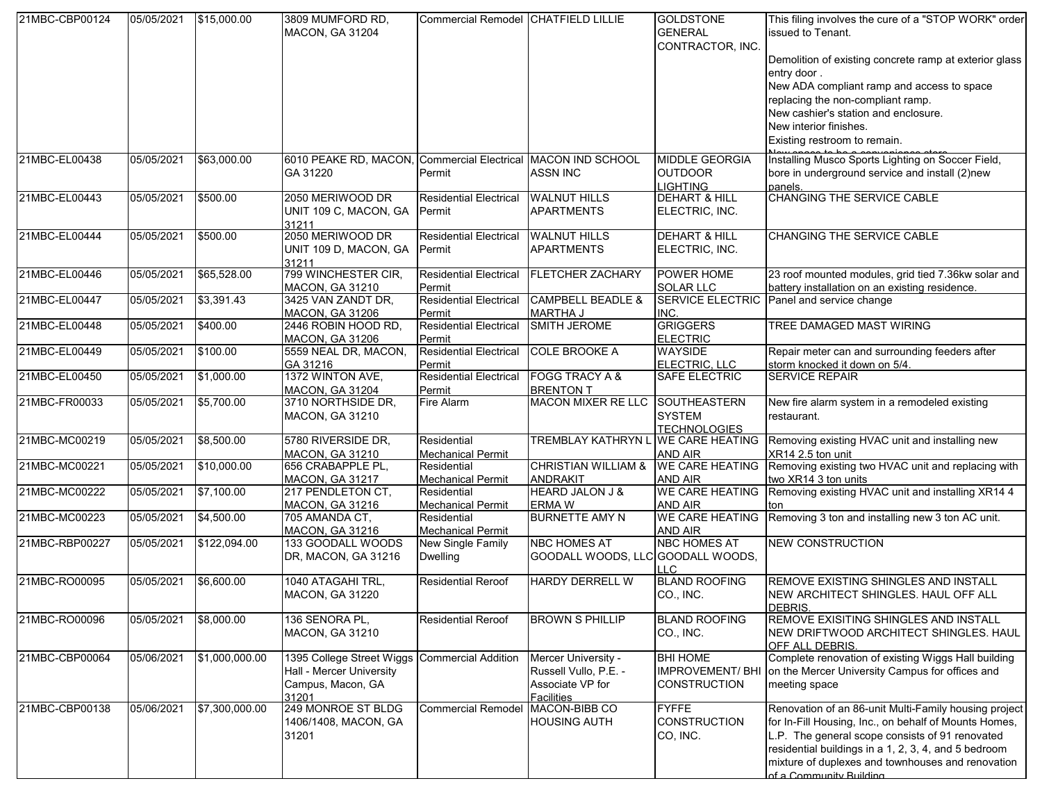| | | | | | | | |
|---|---|---|---|---|---|---|---|
| 21MBC-CBP00124 | 05/05/2021 | $15,000.00 | 3809 MUMFORD RD, MACON, GA 31204 | Commercial Remodel | CHATFIELD LILLIE | GOLDSTONE GENERAL CONTRACTOR, INC. | This filing involves the cure of a "STOP WORK" order issued to Tenant. Demolition of existing concrete ramp at exterior glass entry door . New ADA compliant ramp and access to space replacing the non-compliant ramp. New cashier's station and enclosure. New interior finishes. Existing restroom to remain. New space to be a convenience store |
| 21MBC-EL00438 | 05/05/2021 | $63,000.00 | 6010 PEAKE RD, MACON, GA 31220 | Commercial Electrical Permit | MACON IND SCHOOL ASSN INC | MIDDLE GEORGIA OUTDOOR LIGHTING | Installing Musco Sports Lighting on Soccer Field, bore in underground service and install (2)new panels. |
| 21MBC-EL00443 | 05/05/2021 | $500.00 | 2050 MERIWOOD DR UNIT 109 C, MACON, GA 31211 | Residential Electrical Permit | WALNUT HILLS APARTMENTS | DEHART & HILL ELECTRIC, INC. | CHANGING THE SERVICE CABLE |
| 21MBC-EL00444 | 05/05/2021 | $500.00 | 2050 MERIWOOD DR UNIT 109 D, MACON, GA 31211 | Residential Electrical Permit | WALNUT HILLS APARTMENTS | DEHART & HILL ELECTRIC, INC. | CHANGING THE SERVICE CABLE |
| 21MBC-EL00446 | 05/05/2021 | $65,528.00 | 799 WINCHESTER CIR, MACON, GA 31210 | Residential Electrical Permit | FLETCHER ZACHARY | POWER HOME SOLAR LLC | 23 roof mounted modules, grid tied 7.36kw solar and battery installation on an existing residence. |
| 21MBC-EL00447 | 05/05/2021 | $3,391.43 | 3425 VAN ZANDT DR, MACON, GA 31206 | Residential Electrical Permit | CAMPBELL BEADLE & MARTHA J | SERVICE ELECTRIC INC. | Panel and service change |
| 21MBC-EL00448 | 05/05/2021 | $400.00 | 2446 ROBIN HOOD RD, MACON, GA 31206 | Residential Electrical Permit | SMITH JEROME | GRIGGERS ELECTRIC | TREE DAMAGED MAST WIRING |
| 21MBC-EL00449 | 05/05/2021 | $100.00 | 5559 NEAL DR, MACON, GA 31216 | Residential Electrical Permit | COLE BROOKE A | WAYSIDE ELECTRIC, LLC | Repair meter can and surrounding feeders after storm knocked it down on 5/4. |
| 21MBC-EL00450 | 05/05/2021 | $1,000.00 | 1372 WINTON AVE, MACON, GA 31204 | Residential Electrical Permit | FOGG TRACY A & BRENTON T | SAFE ELECTRIC | SERVICE REPAIR |
| 21MBC-FR00033 | 05/05/2021 | $5,700.00 | 3710 NORTHSIDE DR, MACON, GA 31210 | Fire Alarm | MACON MIXER RE LLC | SOUTHEASTERN SYSTEM TECHNOLOGIES | New fire alarm system in a remodeled existing restaurant. |
| 21MBC-MC00219 | 05/05/2021 | $8,500.00 | 5780 RIVERSIDE DR, MACON, GA 31210 | Residential Mechanical Permit | TREMBLAY KATHRYN L | WE CARE HEATING AND AIR | Removing existing HVAC unit and installing new XR14 2.5 ton unit |
| 21MBC-MC00221 | 05/05/2021 | $10,000.00 | 656 CRABAPPLE PL, MACON, GA 31217 | Residential Mechanical Permit | CHRISTIAN WILLIAM & ANDRAKIT | WE CARE HEATING AND AIR | Removing existing two HVAC unit and replacing with two XR14 3 ton units |
| 21MBC-MC00222 | 05/05/2021 | $7,100.00 | 217 PENDLETON CT, MACON, GA 31216 | Residential Mechanical Permit | HEARD JALON J & ERMA W | WE CARE HEATING AND AIR | Removing existing HVAC unit and installing XR14 4 ton |
| 21MBC-MC00223 | 05/05/2021 | $4,500.00 | 705 AMANDA CT, MACON, GA 31216 | Residential Mechanical Permit | BURNETTE AMY N | WE CARE HEATING AND AIR | Removing 3 ton and installing new 3 ton AC unit. |
| 21MBC-RBP00227 | 05/05/2021 | $122,094.00 | 133 GOODALL WOODS DR, MACON, GA 31216 | New Single Family Dwelling | NBC HOMES AT GOODALL WOODS, LLC | NBC HOMES AT GOODALL WOODS, LLC | NEW CONSTRUCTION |
| 21MBC-RO00095 | 05/05/2021 | $6,600.00 | 1040 ATAGAHI TRL, MACON, GA 31220 | Residential Reroof | HARDY DERRELL W | BLAND ROOFING CO., INC. | REMOVE EXISTING SHINGLES AND INSTALL NEW ARCHITECT SHINGLES. HAUL OFF ALL DEBRIS. |
| 21MBC-RO00096 | 05/05/2021 | $8,000.00 | 136 SENORA PL, MACON, GA 31210 | Residential Reroof | BROWN S PHILLIP | BLAND ROOFING CO., INC. | REMOVE EXISITING SHINGLES AND INSTALL NEW DRIFTWOOD ARCHITECT SHINGLES. HAUL OFF ALL DEBRIS. |
| 21MBC-CBP00064 | 05/06/2021 | $1,000,000.00 | 1395 College Street Wiggs Hall - Mercer University Campus, Macon, GA 31201 | Commercial Addition | Mercer University - Russell Vullo, P.E. - Associate VP for Facilities | BHI HOME IMPROVEMENT/ BHI CONSTRUCTION | Complete renovation of existing Wiggs Hall building on the Mercer University Campus for offices and meeting space |
| 21MBC-CBP00138 | 05/06/2021 | $7,300,000.00 | 249 MONROE ST BLDG 1406/1408, MACON, GA 31201 | Commercial Remodel | MACON-BIBB CO HOUSING AUTH | FYFFE CONSTRUCTION CO, INC. | Renovation of an 86-unit Multi-Family housing project for In-Fill Housing, Inc., on behalf of Mounts Homes, L.P. The general scope consists of 91 renovated residential buildings in a 1, 2, 3, 4, and 5 bedroom mixture of duplexes and townhouses and renovation of a Community Building |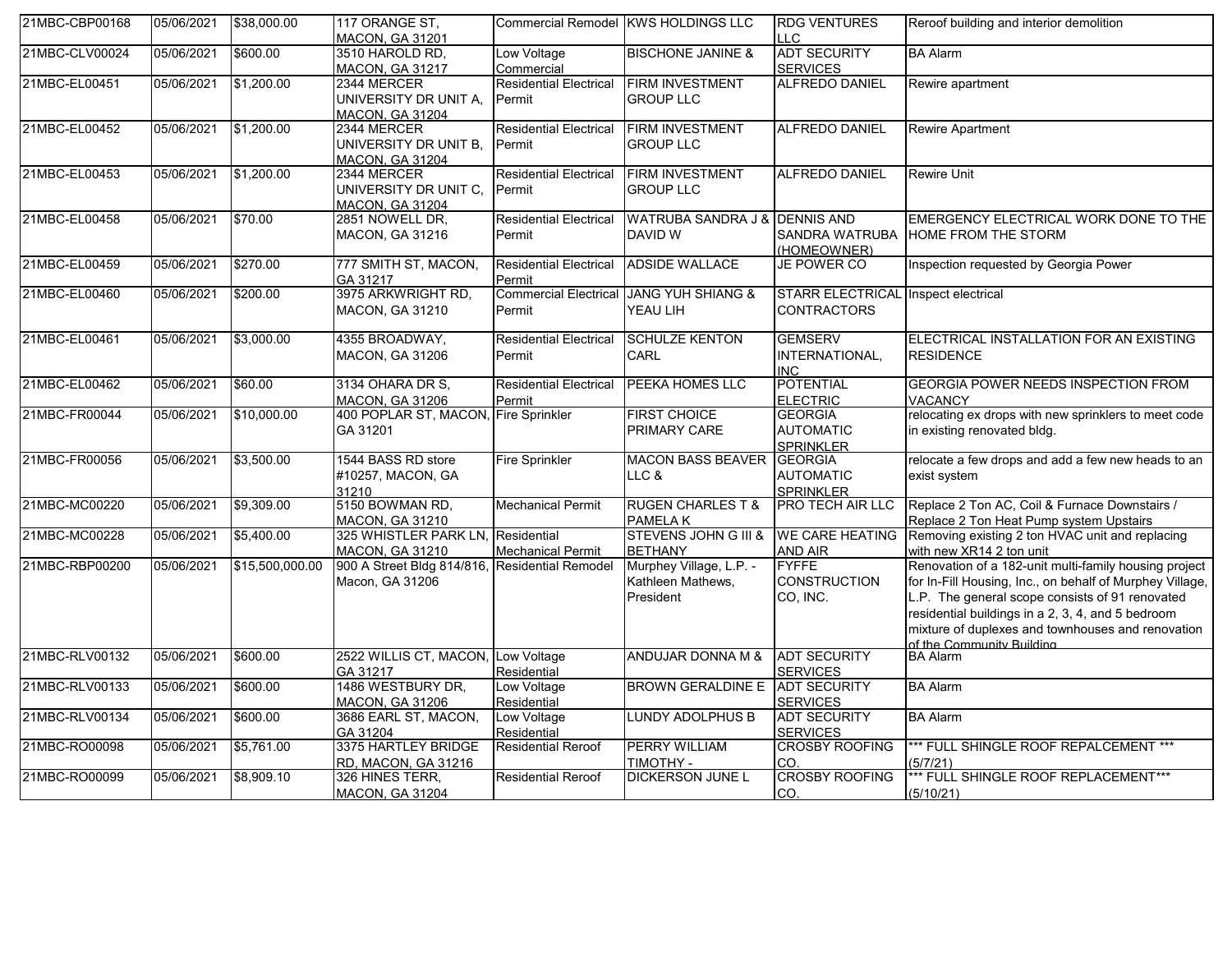| 21MBC-CBP00168 | 05/06/2021 | $38,000.00 | 117 ORANGE ST, MACON, GA 31201 | Commercial Remodel | KWS HOLDINGS LLC | RDG VENTURES LLC | Reroof building and interior demolition |
|---|---|---|---|---|---|---|---|
| 21MBC-CLV00024 | 05/06/2021 | $600.00 | 3510 HAROLD RD, MACON, GA 31217 | Low Voltage Commercial | BISCHONE JANINE & | ADT SECURITY SERVICES | BA Alarm |
| 21MBC-EL00451 | 05/06/2021 | $1,200.00 | 2344 MERCER UNIVERSITY DR UNIT A, MACON, GA 31204 | Residential Electrical Permit | FIRM INVESTMENT GROUP LLC | ALFREDO DANIEL | Rewire apartment |
| 21MBC-EL00452 | 05/06/2021 | $1,200.00 | 2344 MERCER UNIVERSITY DR UNIT B, MACON, GA 31204 | Residential Electrical Permit | FIRM INVESTMENT GROUP LLC | ALFREDO DANIEL | Rewire Apartment |
| 21MBC-EL00453 | 05/06/2021 | $1,200.00 | 2344 MERCER UNIVERSITY DR UNIT C, MACON, GA 31204 | Residential Electrical Permit | FIRM INVESTMENT GROUP LLC | ALFREDO DANIEL | Rewire Unit |
| 21MBC-EL00458 | 05/06/2021 | $70.00 | 2851 NOWELL DR, MACON, GA 31216 | Residential Electrical Permit | WATRUBA SANDRA J & DAVID W | DENNIS AND SANDRA WATRUBA (HOMEOWNER) | EMERGENCY ELECTRICAL WORK DONE TO THE HOME FROM THE STORM |
| 21MBC-EL00459 | 05/06/2021 | $270.00 | 777 SMITH ST, MACON, GA 31217 | Residential Electrical Permit | ADSIDE WALLACE | JE POWER CO | Inspection requested by Georgia Power |
| 21MBC-EL00460 | 05/06/2021 | $200.00 | 3975 ARKWRIGHT RD, MACON, GA 31210 | Commercial Electrical Permit | JANG YUH SHIANG & YEAU LIH | STARR ELECTRICAL CONTRACTORS | Inspect electrical |
| 21MBC-EL00461 | 05/06/2021 | $3,000.00 | 4355 BROADWAY, MACON, GA 31206 | Residential Electrical Permit | SCHULZE KENTON CARL | GEMSERV INTERNATIONAL, INC | ELECTRICAL INSTALLATION FOR AN EXISTING RESIDENCE |
| 21MBC-EL00462 | 05/06/2021 | $60.00 | 3134 OHARA DR S, MACON, GA 31206 | Residential Electrical Permit | PEEKA HOMES LLC | POTENTIAL ELECTRIC | GEORGIA POWER NEEDS INSPECTION FROM VACANCY |
| 21MBC-FR00044 | 05/06/2021 | $10,000.00 | 400 POPLAR ST, MACON, GA 31201 | Fire Sprinkler | FIRST CHOICE PRIMARY CARE | GEORGIA AUTOMATIC SPRINKLER | relocating ex drops with new sprinklers to meet code in existing renovated bldg. |
| 21MBC-FR00056 | 05/06/2021 | $3,500.00 | 1544 BASS RD store #10257, MACON, GA 31210 | Fire Sprinkler | MACON BASS BEAVER LLC & | GEORGIA AUTOMATIC SPRINKLER | relocate a few drops and add a few new heads to an exist system |
| 21MBC-MC00220 | 05/06/2021 | $9,309.00 | 5150 BOWMAN RD, MACON, GA 31210 | Mechanical Permit | RUGEN CHARLES T & PAMELA K | PRO TECH AIR LLC | Replace 2 Ton AC, Coil & Furnace Downstairs / Replace 2 Ton Heat Pump system Upstairs |
| 21MBC-MC00228 | 05/06/2021 | $5,400.00 | 325 WHISTLER PARK LN, MACON, GA 31210 | Residential Mechanical Permit | STEVENS JOHN G III & BETHANY | WE CARE HEATING AND AIR | Removing existing 2 ton HVAC unit and replacing with new XR14 2 ton unit |
| 21MBC-RBP00200 | 05/06/2021 | $15,500,000.00 | 900 A Street Bldg 814/816, Macon, GA 31206 | Residential Remodel | Murphey Village, L.P. - Kathleen Mathews, President | FYFFE CONSTRUCTION CO, INC. | Renovation of a 182-unit multi-family housing project for In-Fill Housing, Inc., on behalf of Murphey Village, L.P. The general scope consists of 91 renovated residential buildings in a 2, 3, 4, and 5 bedroom mixture of duplexes and townhouses and renovation of the Community Building |
| 21MBC-RLV00132 | 05/06/2021 | $600.00 | 2522 WILLIS CT, MACON, GA 31217 | Low Voltage Residential | ANDUJAR DONNA M & | ADT SECURITY SERVICES | BA Alarm |
| 21MBC-RLV00133 | 05/06/2021 | $600.00 | 1486 WESTBURY DR, MACON, GA 31206 | Low Voltage Residential | BROWN GERALDINE E | ADT SECURITY SERVICES | BA Alarm |
| 21MBC-RLV00134 | 05/06/2021 | $600.00 | 3686 EARL ST, MACON, GA 31204 | Low Voltage Residential | LUNDY ADOLPHUS B | ADT SECURITY SERVICES | BA Alarm |
| 21MBC-RO00098 | 05/06/2021 | $5,761.00 | 3375 HARTLEY BRIDGE RD, MACON, GA 31216 | Residential Reroof | PERRY WILLIAM TIMOTHY - | CROSBY ROOFING CO. | *** FULL SHINGLE ROOF REPALCEMENT *** (5/7/21) |
| 21MBC-RO00099 | 05/06/2021 | $8,909.10 | 326 HINES TERR, MACON, GA 31204 | Residential Reroof | DICKERSON JUNE L | CROSBY ROOFING CO. | *** FULL SHINGLE ROOF REPLACEMENT*** (5/10/21) |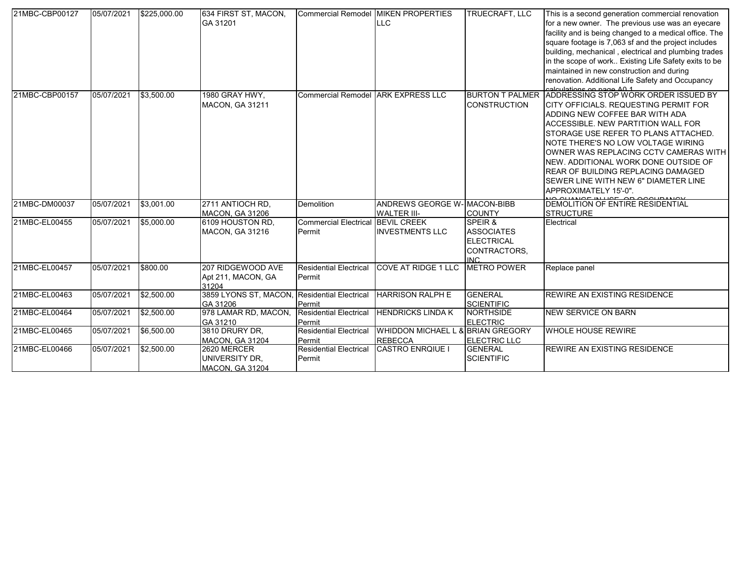| 21MBC-CBP00127 | 05/07/2021 | $225,000.00 | 634 FIRST ST, MACON, GA 31201 | Commercial Remodel | MIKEN PROPERTIES LLC | TRUECRAFT, LLC | This is a second generation commercial renovation for a new owner. The previous use was an eyecare facility and is being changed to a medical office. The square footage is 7,063 sf and the project includes building, mechanical , electrical and plumbing trades in the scope of work.. Existing Life Safety exits to be maintained in new construction and during renovation. Additional Life Safety and Occupancy calculations on page A0.1 |
|---|---|---|---|---|---|---|---|
| 21MBC-CBP00157 | 05/07/2021 | $3,500.00 | 1980 GRAY HWY, MACON, GA 31211 | Commercial Remodel | ARK EXPRESS LLC | BURTON T PALMER CONSTRUCTION | ADDRESSING STOP WORK ORDER ISSUED BY CITY OFFICIALS. REQUESTING PERMIT FOR ADDING NEW COFFEE BAR WITH ADA ACCESSIBLE. NEW PARTITION WALL FOR STORAGE USE REFER TO PLANS ATTACHED. NOTE THERE'S NO LOW VOLTAGE WIRING OWNER WAS REPLACING CCTV CAMERAS WITH NEW. ADDITIONAL WORK DONE OUTSIDE OF REAR OF BUILDING REPLACING DAMAGED SEWER LINE WITH NEW 6" DIAMETER LINE APPROXIMATELY 15'-0". NO CHANGE IN USE, OR OCCUPANCY |
| 21MBC-DM00037 | 05/07/2021 | $3,001.00 | 2711 ANTIOCH RD, MACON, GA 31206 | Demolition | ANDREWS GEORGE W-WALTER III- | MACON-BIBB COUNTY | DEMOLITION OF ENTIRE RESIDENTIAL STRUCTURE |
| 21MBC-EL00455 | 05/07/2021 | $5,000.00 | 6109 HOUSTON RD, MACON, GA 31216 | Commercial Electrical Permit | BEVIL CREEK INVESTMENTS LLC | SPEIR & ASSOCIATES ELECTRICAL CONTRACTORS, INC. | Electrical |
| 21MBC-EL00457 | 05/07/2021 | $800.00 | 207 RIDGEWOOD AVE Apt 211, MACON, GA 31204 | Residential Electrical Permit | COVE AT RIDGE 1 LLC | METRO POWER | Replace panel |
| 21MBC-EL00463 | 05/07/2021 | $2,500.00 | 3859 LYONS ST, MACON, GA 31206 | Residential Electrical Permit | HARRISON RALPH E | GENERAL SCIENTIFIC | REWIRE AN EXISTING RESIDENCE |
| 21MBC-EL00464 | 05/07/2021 | $2,500.00 | 978 LAMAR RD, MACON, GA 31210 | Residential Electrical Permit | HENDRICKS LINDA K | NORTHSIDE ELECTRIC | NEW SERVICE ON BARN |
| 21MBC-EL00465 | 05/07/2021 | $6,500.00 | 3810 DRURY DR, MACON, GA 31204 | Residential Electrical Permit | WHIDDON MICHAEL L & REBECCA | BRIAN GREGORY ELECTRIC LLC | WHOLE HOUSE REWIRE |
| 21MBC-EL00466 | 05/07/2021 | $2,500.00 | 2620 MERCER UNIVERSITY DR, MACON, GA 31204 | Residential Electrical Permit | CASTRO ENRQIUE I | GENERAL SCIENTIFIC | REWIRE AN EXISTING RESIDENCE |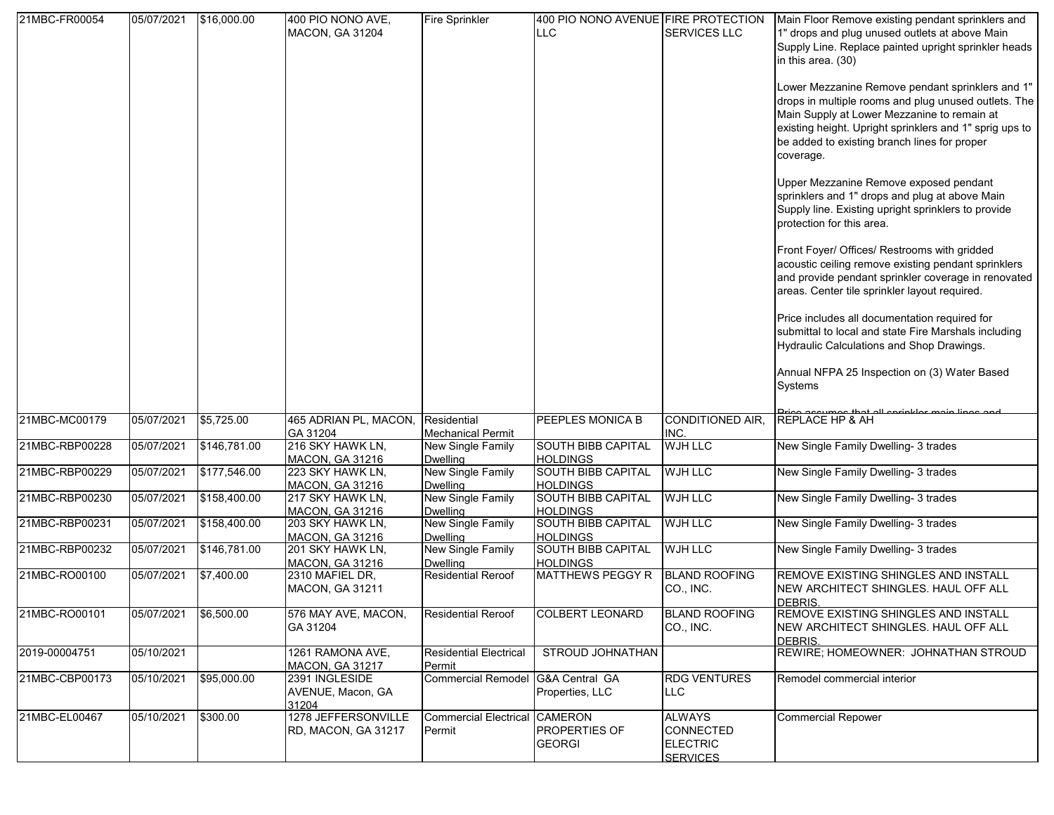| | | | | | | | |
|---|---|---|---|---|---|---|---|
| 21MBC-FR00054 | 05/07/2021 | $16,000.00 | 400 PIO NONO AVE, MACON, GA 31204 | Fire Sprinkler | 400 PIO NONO AVENUE LLC | FIRE PROTECTION SERVICES LLC | Main Floor Remove existing pendant sprinklers and 1" drops and plug unused outlets at above Main Supply Line. Replace painted upright sprinkler heads in this area. (30)<br><br>Lower Mezzanine Remove pendant sprinklers and 1" drops in multiple rooms and plug unused outlets. The Main Supply at Lower Mezzanine to remain at existing height. Upright sprinklers and 1" sprig ups to be added to existing branch lines for proper coverage.<br><br>Upper Mezzanine Remove exposed pendant sprinklers and 1" drops and plug at above Main Supply line. Existing upright sprinklers to provide protection for this area.<br><br>Front Foyer/ Offices/ Restrooms with gridded acoustic ceiling remove existing pendant sprinklers and provide pendant sprinkler coverage in renovated areas. Center tile sprinkler layout required.<br><br>Price includes all documentation required for submittal to local and state Fire Marshals including Hydraulic Calculations and Shop Drawings.<br><br>Annual NFPA 25 Inspection on (3) Water Based Systems<br><br>Price assumes that all sprinkler main lines and |
| 21MBC-MC00179 | 05/07/2021 | $5,725.00 | 465 ADRIAN PL, MACON, GA 31204 | Residential Mechanical Permit | PEEPLES MONICA B | CONDITIONED AIR, INC. | REPLACE HP & AH |
| 21MBC-RBP00228 | 05/07/2021 | $146,781.00 | 216 SKY HAWK LN, MACON, GA 31216 | New Single Family Dwelling | SOUTH BIBB CAPITAL HOLDINGS | WJH LLC | New Single Family Dwelling- 3 trades |
| 21MBC-RBP00229 | 05/07/2021 | $177,546.00 | 223 SKY HAWK LN, MACON, GA 31216 | New Single Family Dwelling | SOUTH BIBB CAPITAL HOLDINGS | WJH LLC | New Single Family Dwelling- 3 trades |
| 21MBC-RBP00230 | 05/07/2021 | $158,400.00 | 217 SKY HAWK LN, MACON, GA 31216 | New Single Family Dwelling | SOUTH BIBB CAPITAL HOLDINGS | WJH LLC | New Single Family Dwelling- 3 trades |
| 21MBC-RBP00231 | 05/07/2021 | $158,400.00 | 203 SKY HAWK LN, MACON, GA 31216 | New Single Family Dwelling | SOUTH BIBB CAPITAL HOLDINGS | WJH LLC | New Single Family Dwelling- 3 trades |
| 21MBC-RBP00232 | 05/07/2021 | $146,781.00 | 201 SKY HAWK LN, MACON, GA 31216 | New Single Family Dwelling | SOUTH BIBB CAPITAL HOLDINGS | WJH LLC | New Single Family Dwelling- 3 trades |
| 21MBC-RO00100 | 05/07/2021 | $7,400.00 | 2310 MAFIEL DR, MACON, GA 31211 | Residential Reroof | MATTHEWS PEGGY R | BLAND ROOFING CO., INC. | REMOVE EXISTING SHINGLES AND INSTALL NEW ARCHITECT SHINGLES. HAUL OFF ALL DEBRIS. |
| 21MBC-RO00101 | 05/07/2021 | $6,500.00 | 576 MAY AVE, MACON, GA 31204 | Residential Reroof | COLBERT LEONARD | BLAND ROOFING CO., INC. | REMOVE EXISTING SHINGLES AND INSTALL NEW ARCHITECT SHINGLES. HAUL OFF ALL DEBRIS. |
| 2019-00004751 | 05/10/2021 | | 1261 RAMONA AVE, MACON, GA 31217 | Residential Electrical Permit | STROUD JOHNATHAN | | REWIRE; HOMEOWNER: JOHNATHAN STROUD |
| 21MBC-CBP00173 | 05/10/2021 | $95,000.00 | 2391 INGLESIDE AVENUE, Macon, GA 31204 | Commercial Remodel | G&A Central GA Properties, LLC | RDG VENTURES LLC | Remodel commercial interior |
| 21MBC-EL00467 | 05/10/2021 | $300.00 | 1278 JEFFERSONVILLE RD, MACON, GA 31217 | Commercial Electrical Permit | CAMERON PROPERTIES OF GEORGI | ALWAYS CONNECTED ELECTRIC SERVICES | Commercial Repower |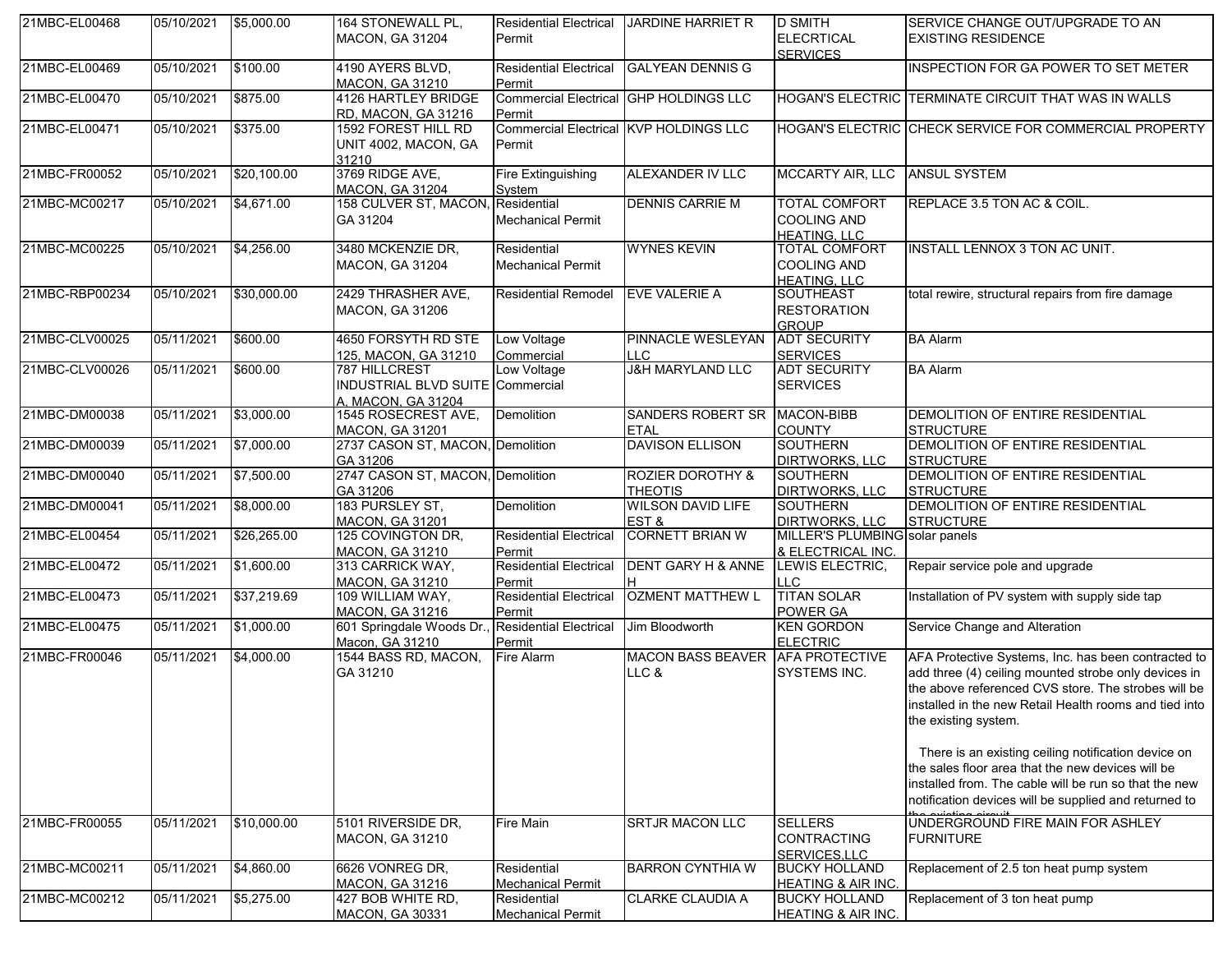| | | | | | | | |
|---|---|---|---|---|---|---|---|
| 21MBC-EL00468 | 05/10/2021 | $5,000.00 | 164 STONEWALL PL, MACON, GA 31204 | Residential Electrical Permit | JARDINE HARRIET R | D SMITH ELECRTICAL SERVICES | SERVICE CHANGE OUT/UPGRADE TO AN EXISTING RESIDENCE |
| 21MBC-EL00469 | 05/10/2021 | $100.00 | 4190 AYERS BLVD, MACON, GA 31210 | Residential Electrical Permit | GALYEAN DENNIS G | | INSPECTION FOR GA POWER TO SET METER |
| 21MBC-EL00470 | 05/10/2021 | $875.00 | 4126 HARTLEY BRIDGE RD, MACON, GA 31216 | Commercial Electrical Permit | GHP HOLDINGS LLC | HOGAN'S ELECTRIC | TERMINATE CIRCUIT THAT WAS IN WALLS |
| 21MBC-EL00471 | 05/10/2021 | $375.00 | 1592 FOREST HILL RD UNIT 4002, MACON, GA 31210 | Commercial Electrical Permit | KVP HOLDINGS LLC | HOGAN'S ELECTRIC | CHECK SERVICE FOR COMMERCIAL PROPERTY |
| 21MBC-FR00052 | 05/10/2021 | $20,100.00 | 3769 RIDGE AVE, MACON, GA 31204 | Fire Extinguishing System | ALEXANDER IV LLC | MCCARTY AIR, LLC | ANSUL SYSTEM |
| 21MBC-MC00217 | 05/10/2021 | $4,671.00 | 158 CULVER ST, MACON, GA 31204 | Residential Mechanical Permit | DENNIS CARRIE M | TOTAL COMFORT COOLING AND HEATING, LLC | REPLACE 3.5 TON AC & COIL. |
| 21MBC-MC00225 | 05/10/2021 | $4,256.00 | 3480 MCKENZIE DR, MACON, GA 31204 | Residential Mechanical Permit | WYNES KEVIN | TOTAL COMFORT COOLING AND HEATING, LLC | INSTALL LENNOX 3 TON AC UNIT. |
| 21MBC-RBP00234 | 05/10/2021 | $30,000.00 | 2429 THRASHER AVE, MACON, GA 31206 | Residential Remodel | EVE VALERIE A | SOUTHEAST RESTORATION GROUP | total rewire, structural repairs from fire damage |
| 21MBC-CLV00025 | 05/11/2021 | $600.00 | 4650 FORSYTH RD STE 125, MACON, GA 31210 | Low Voltage Commercial | PINNACLE WESLEYAN LLC | ADT SECURITY SERVICES | BA Alarm |
| 21MBC-CLV00026 | 05/11/2021 | $600.00 | 787 HILLCREST INDUSTRIAL BLVD SUITE A, MACON, GA 31204 | Low Voltage Commercial | J&H MARYLAND LLC | ADT SECURITY SERVICES | BA Alarm |
| 21MBC-DM00038 | 05/11/2021 | $3,000.00 | 1545 ROSECREST AVE, MACON, GA 31201 | Demolition | SANDERS ROBERT SR ETAL | MACON-BIBB COUNTY | DEMOLITION OF ENTIRE RESIDENTIAL STRUCTURE |
| 21MBC-DM00039 | 05/11/2021 | $7,000.00 | 2737 CASON ST, MACON, GA 31206 | Demolition | DAVISON ELLISON | SOUTHERN DIRTWORKS, LLC | DEMOLITION OF ENTIRE RESIDENTIAL STRUCTURE |
| 21MBC-DM00040 | 05/11/2021 | $7,500.00 | 2747 CASON ST, MACON, GA 31206 | Demolition | ROZIER DOROTHY & THEOTIS | SOUTHERN DIRTWORKS, LLC | DEMOLITION OF ENTIRE RESIDENTIAL STRUCTURE |
| 21MBC-DM00041 | 05/11/2021 | $8,000.00 | 183 PURSLEY ST, MACON, GA 31201 | Demolition | WILSON DAVID LIFE EST & | SOUTHERN DIRTWORKS, LLC | DEMOLITION OF ENTIRE RESIDENTIAL STRUCTURE |
| 21MBC-EL00454 | 05/11/2021 | $26,265.00 | 125 COVINGTON DR, MACON, GA 31210 | Residential Electrical Permit | CORNETT BRIAN W | MILLER'S PLUMBING & ELECTRICAL INC. | solar panels |
| 21MBC-EL00472 | 05/11/2021 | $1,600.00 | 313 CARRICK WAY, MACON, GA 31210 | Residential Electrical Permit | DENT GARY H & ANNE H | LEWIS ELECTRIC, LLC | Repair service pole and upgrade |
| 21MBC-EL00473 | 05/11/2021 | $37,219.69 | 109 WILLIAM WAY, MACON, GA 31216 | Residential Electrical Permit | OZMENT MATTHEW L | TITAN SOLAR POWER GA | Installation of PV system with supply side tap |
| 21MBC-EL00475 | 05/11/2021 | $1,000.00 | 601 Springdale Woods Dr., Macon, GA 31210 | Residential Electrical Permit | Jim Bloodworth | KEN GORDON ELECTRIC | Service Change and Alteration |
| 21MBC-FR00046 | 05/11/2021 | $4,000.00 | 1544 BASS RD, MACON, GA 31210 | Fire Alarm | MACON BASS BEAVER LLC & | AFA PROTECTIVE SYSTEMS INC. | AFA Protective Systems, Inc. has been contracted to add three (4) ceiling mounted strobe only devices in the above referenced CVS store. The strobes will be installed in the new Retail Health rooms and tied into the existing system. There is an existing ceiling notification device on the sales floor area that the new devices will be installed from. The cable will be run so that the new notification devices will be supplied and returned to the existing circuit |
| 21MBC-FR00055 | 05/11/2021 | $10,000.00 | 5101 RIVERSIDE DR, MACON, GA 31210 | Fire Main | SRTJR MACON LLC | SELLERS CONTRACTING SERVICES,LLC | UNDERGROUND FIRE MAIN FOR ASHLEY FURNITURE |
| 21MBC-MC00211 | 05/11/2021 | $4,860.00 | 6626 VONREG DR, MACON, GA 31216 | Residential Mechanical Permit | BARRON CYNTHIA W | BUCKY HOLLAND HEATING & AIR INC. | Replacement of 2.5 ton heat pump system |
| 21MBC-MC00212 | 05/11/2021 | $5,275.00 | 427 BOB WHITE RD, MACON, GA 30331 | Residential Mechanical Permit | CLARKE CLAUDIA A | BUCKY HOLLAND HEATING & AIR INC. | Replacement of 3 ton heat pump |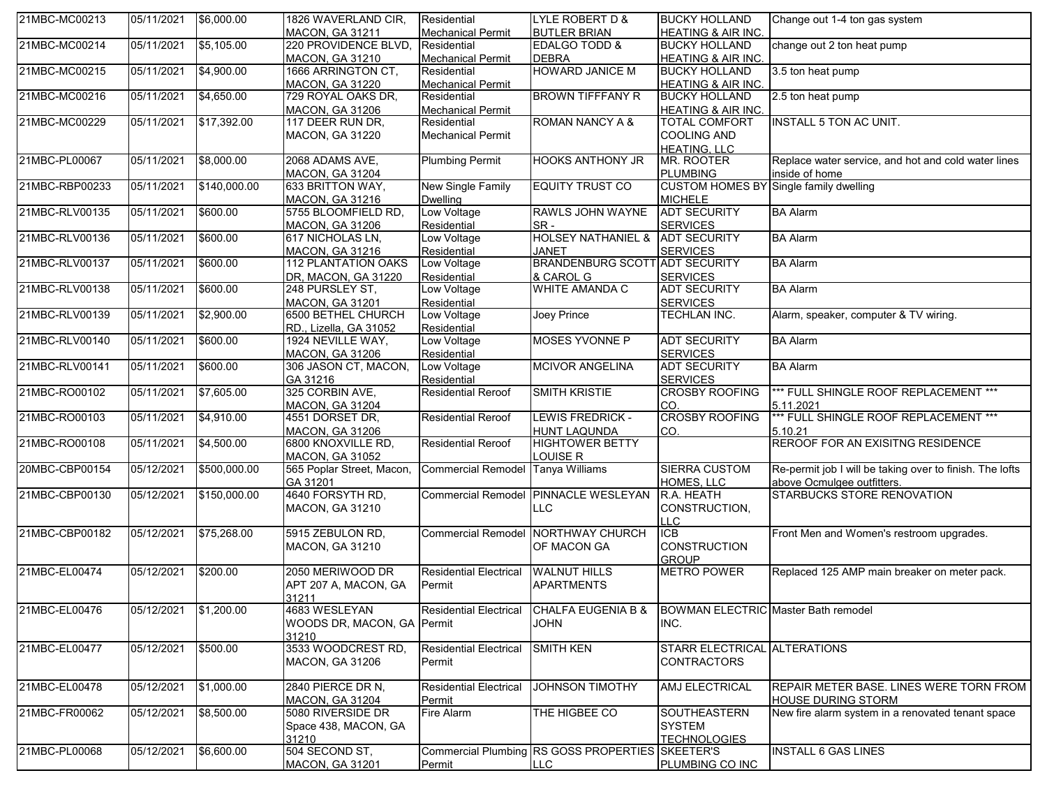| | | | | | | | |
|---|---|---|---|---|---|---|---|
| 21MBC-MC00213 | 05/11/2021 | $6,000.00 | 1826 WAVERLAND CIR, MACON, GA 31211 | Residential Mechanical Permit | LYLE ROBERT D & BUTLER BRIAN | BUCKY HOLLAND HEATING & AIR INC. | Change out 1-4 ton gas system |
| 21MBC-MC00214 | 05/11/2021 | $5,105.00 | 220 PROVIDENCE BLVD, MACON, GA 31210 | Residential Mechanical Permit | EDALGO TODD & DEBRA | BUCKY HOLLAND HEATING & AIR INC. | change out 2 ton heat pump |
| 21MBC-MC00215 | 05/11/2021 | $4,900.00 | 1666 ARRINGTON CT, MACON, GA 31220 | Residential Mechanical Permit | HOWARD JANICE M | BUCKY HOLLAND HEATING & AIR INC. | 3.5 ton heat pump |
| 21MBC-MC00216 | 05/11/2021 | $4,650.00 | 729 ROYAL OAKS DR, MACON, GA 31206 | Residential Mechanical Permit | BROWN TIFFFANY R | BUCKY HOLLAND HEATING & AIR INC. | 2.5 ton heat pump |
| 21MBC-MC00229 | 05/11/2021 | $17,392.00 | 117 DEER RUN DR, MACON, GA 31220 | Residential Mechanical Permit | ROMAN NANCY A & | TOTAL COMFORT COOLING AND HEATING, LLC | INSTALL 5 TON AC UNIT. |
| 21MBC-PL00067 | 05/11/2021 | $8,000.00 | 2068 ADAMS AVE, MACON, GA 31204 | Plumbing Permit | HOOKS ANTHONY JR | MR. ROOTER PLUMBING | Replace water service, and hot and cold water lines inside of home |
| 21MBC-RBP00233 | 05/11/2021 | $140,000.00 | 633 BRITTON WAY, MACON, GA 31216 | New Single Family Dwelling | EQUITY TRUST CO | CUSTOM HOMES BY MICHELE | Single family dwelling |
| 21MBC-RLV00135 | 05/11/2021 | $600.00 | 5755 BLOOMFIELD RD, MACON, GA 31206 | Low Voltage Residential | RAWLS JOHN WAYNE SR - | ADT SECURITY SERVICES | BA Alarm |
| 21MBC-RLV00136 | 05/11/2021 | $600.00 | 617 NICHOLAS LN, MACON, GA 31216 | Low Voltage Residential | HOLSEY NATHANIEL & JANET | ADT SECURITY SERVICES | BA Alarm |
| 21MBC-RLV00137 | 05/11/2021 | $600.00 | 112 PLANTATION OAKS DR, MACON, GA 31220 | Low Voltage Residential | BRANDENBURG SCOTT & CAROL G | ADT SECURITY SERVICES | BA Alarm |
| 21MBC-RLV00138 | 05/11/2021 | $600.00 | 248 PURSLEY ST, MACON, GA 31201 | Low Voltage Residential | WHITE AMANDA C | ADT SECURITY SERVICES | BA Alarm |
| 21MBC-RLV00139 | 05/11/2021 | $2,900.00 | 6500 BETHEL CHURCH RD., Lizella, GA 31052 | Low Voltage Residential | Joey Prince | TECHLAN INC. | Alarm, speaker, computer & TV wiring. |
| 21MBC-RLV00140 | 05/11/2021 | $600.00 | 1924 NEVILLE WAY, MACON, GA 31206 | Low Voltage Residential | MOSES YVONNE P | ADT SECURITY SERVICES | BA Alarm |
| 21MBC-RLV00141 | 05/11/2021 | $600.00 | 306 JASON CT, MACON, GA 31216 | Low Voltage Residential | MCIVOR ANGELINA | ADT SECURITY SERVICES | BA Alarm |
| 21MBC-RO00102 | 05/11/2021 | $7,605.00 | 325 CORBIN AVE, MACON, GA 31204 | Residential Reroof | SMITH KRISTIE | CROSBY ROOFING CO. | *** FULL SHINGLE ROOF REPLACEMENT *** 5.11.2021 |
| 21MBC-RO00103 | 05/11/2021 | $4,910.00 | 4551 DORSET DR, MACON, GA 31206 | Residential Reroof | LEWIS FREDRICK - HUNT LAQUNDA | CROSBY ROOFING CO. | *** FULL SHINGLE ROOF REPLACEMENT *** 5.10.21 |
| 21MBC-RO00108 | 05/11/2021 | $4,500.00 | 6800 KNOXVILLE RD, MACON, GA 31052 | Residential Reroof | HIGHTOWER BETTY LOUISE R | | REROOF FOR AN EXISITNG RESIDENCE |
| 20MBC-CBP00154 | 05/12/2021 | $500,000.00 | 565 Poplar Street, Macon, GA 31201 | Commercial Remodel | Tanya Williams | SIERRA CUSTOM HOMES, LLC | Re-permit job I will be taking over to finish. The lofts above Ocmulgee outfitters. |
| 21MBC-CBP00130 | 05/12/2021 | $150,000.00 | 4640 FORSYTH RD, MACON, GA 31210 | Commercial Remodel | PINNACLE WESLEYAN LLC | R.A. HEATH CONSTRUCTION, LLC | STARBUCKS STORE RENOVATION |
| 21MBC-CBP00182 | 05/12/2021 | $75,268.00 | 5915 ZEBULON RD, MACON, GA 31210 | Commercial Remodel | NORTHWAY CHURCH OF MACON GA | ICB CONSTRUCTION GROUP | Front Men and Women's restroom upgrades. |
| 21MBC-EL00474 | 05/12/2021 | $200.00 | 2050 MERIWOOD DR APT 207 A, MACON, GA 31211 | Residential Electrical Permit | WALNUT HILLS APARTMENTS | METRO POWER | Replaced 125 AMP main breaker on meter pack. |
| 21MBC-EL00476 | 05/12/2021 | $1,200.00 | 4683 WESLEYAN WOODS DR, MACON, GA 31210 | Residential Electrical Permit | CHALFA EUGENIA B & JOHN | BOWMAN ELECTRIC INC. | Master Bath remodel |
| 21MBC-EL00477 | 05/12/2021 | $500.00 | 3533 WOODCREST RD, MACON, GA 31206 | Residential Electrical Permit | SMITH KEN | STARR ELECTRICAL CONTRACTORS | ALTERATIONS |
| 21MBC-EL00478 | 05/12/2021 | $1,000.00 | 2840 PIERCE DR N, MACON, GA 31204 | Residential Electrical Permit | JOHNSON TIMOTHY | AMJ ELECTRICAL | REPAIR METER BASE. LINES WERE TORN FROM HOUSE DURING STORM |
| 21MBC-FR00062 | 05/12/2021 | $8,500.00 | 5080 RIVERSIDE DR Space 438, MACON, GA 31210 | Fire Alarm | THE HIGBEE CO | SOUTHEASTERN SYSTEM TECHNOLOGIES | New fire alarm system in a renovated tenant space |
| 21MBC-PL00068 | 05/12/2021 | $6,600.00 | 504 SECOND ST, MACON, GA 31201 | Commercial Plumbing Permit | RS GOSS PROPERTIES LLC | SKEETER'S PLUMBING CO INC | INSTALL 6 GAS LINES |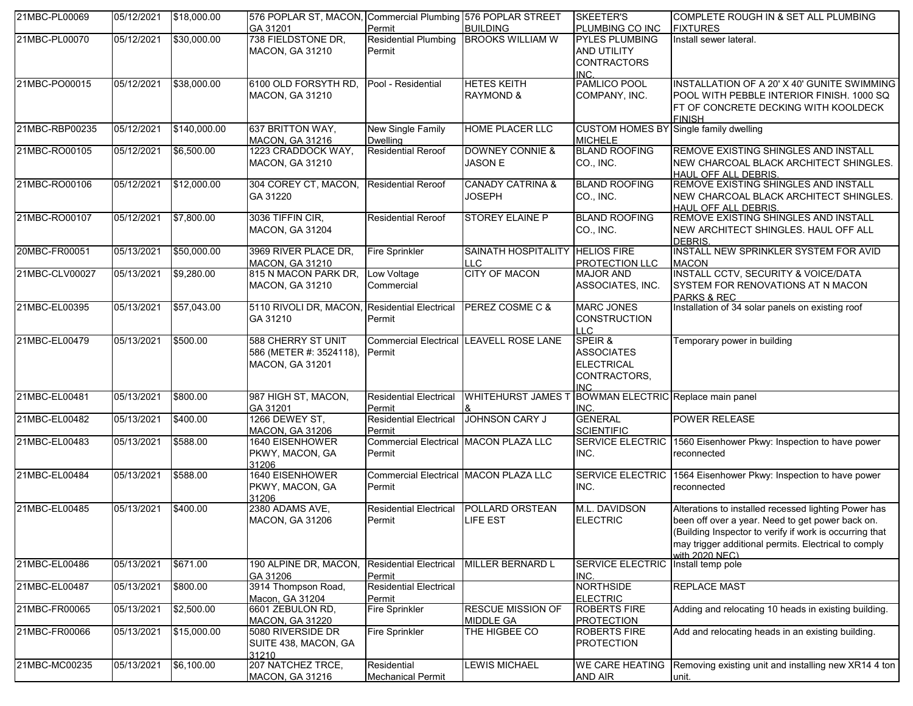| | | | | | | | |
|---|---|---|---|---|---|---|---|
| 21MBC-PL00069 | 05/12/2021 | $18,000.00 | 576 POPLAR ST, MACON, GA 31201 | Commercial Plumbing Permit | 576 POPLAR STREET BUILDING | SKEETER'S PLUMBING CO INC | COMPLETE ROUGH IN & SET ALL PLUMBING FIXTURES |
| 21MBC-PL00070 | 05/12/2021 | $30,000.00 | 738 FIELDSTONE DR, MACON, GA 31210 | Residential Plumbing Permit | BROOKS WILLIAM W | PYLES PLUMBING AND UTILITY CONTRACTORS INC. | Install sewer lateral. |
| 21MBC-PO00015 | 05/12/2021 | $38,000.00 | 6100 OLD FORSYTH RD, MACON, GA 31210 | Pool - Residential | HETES KEITH RAYMOND & | PAMLICO POOL COMPANY, INC. | INSTALLATION OF A 20' X 40' GUNITE SWIMMING POOL WITH PEBBLE INTERIOR FINISH. 1000 SQ FT OF CONCRETE DECKING WITH KOOLDECK FINISH |
| 21MBC-RBP00235 | 05/12/2021 | $140,000.00 | 637 BRITTON WAY, MACON, GA 31216 | New Single Family Dwelling | HOME PLACER LLC | CUSTOM HOMES BY MICHELE | Single family dwelling |
| 21MBC-RO00105 | 05/12/2021 | $6,500.00 | 1223 CRADDOCK WAY, MACON, GA 31210 | Residential Reroof | DOWNEY CONNIE & JASON E | BLAND ROOFING CO., INC. | REMOVE EXISTING SHINGLES AND INSTALL NEW CHARCOAL BLACK ARCHITECT SHINGLES. HAUL OFF ALL DEBRIS. |
| 21MBC-RO00106 | 05/12/2021 | $12,000.00 | 304 COREY CT, MACON, GA 31220 | Residential Reroof | CANADY CATRINA & JOSEPH | BLAND ROOFING CO., INC. | REMOVE EXISTING SHINGLES AND INSTALL NEW CHARCOAL BLACK ARCHITECT SHINGLES. HAUL OFF ALL DEBRIS. |
| 21MBC-RO00107 | 05/12/2021 | $7,800.00 | 3036 TIFFIN CIR, MACON, GA 31204 | Residential Reroof | STOREY ELAINE P | BLAND ROOFING CO., INC. | REMOVE EXISTING SHINGLES AND INSTALL NEW ARCHITECT SHINGLES. HAUL OFF ALL DEBRIS. |
| 20MBC-FR00051 | 05/13/2021 | $50,000.00 | 3969 RIVER PLACE DR, MACON, GA 31210 | Fire Sprinkler | SAINATH HOSPITALITY LLC | HELIOS FIRE PROTECTION LLC | INSTALL NEW SPRINKLER SYSTEM FOR AVID MACON |
| 21MBC-CLV00027 | 05/13/2021 | $9,280.00 | 815 N MACON PARK DR, MACON, GA 31210 | Low Voltage Commercial | CITY OF MACON | MAJOR AND ASSOCIATES, INC. | INSTALL CCTV, SECURITY & VOICE/DATA SYSTEM FOR RENOVATIONS AT N MACON PARKS & REC |
| 21MBC-EL00395 | 05/13/2021 | $57,043.00 | 5110 RIVOLI DR, MACON, GA 31210 | Residential Electrical Permit | PEREZ COSME C & | MARC JONES CONSTRUCTION LLC | Installation of 34 solar panels on existing roof |
| 21MBC-EL00479 | 05/13/2021 | $500.00 | 588 CHERRY ST UNIT 586 (METER #: 3524118), MACON, GA 31201 | Commercial Electrical Permit | LEAVELL ROSE LANE | SPEIR & ASSOCIATES ELECTRICAL CONTRACTORS, INC | Temporary power in building |
| 21MBC-EL00481 | 05/13/2021 | $800.00 | 987 HIGH ST, MACON, GA 31201 | Residential Electrical Permit | WHITEHURST JAMES T & | BOWMAN ELECTRIC INC. | Replace main panel |
| 21MBC-EL00482 | 05/13/2021 | $400.00 | 1266 DEWEY ST, MACON, GA 31206 | Residential Electrical Permit | JOHNSON CARY J | GENERAL SCIENTIFIC | POWER RELEASE |
| 21MBC-EL00483 | 05/13/2021 | $588.00 | 1640 EISENHOWER PKWY, MACON, GA 31206 | Commercial Electrical Permit | MACON PLAZA LLC | SERVICE ELECTRIC INC. | 1560 Eisenhower Pkwy: Inspection to have power reconnected |
| 21MBC-EL00484 | 05/13/2021 | $588.00 | 1640 EISENHOWER PKWY, MACON, GA 31206 | Commercial Electrical Permit | MACON PLAZA LLC | SERVICE ELECTRIC INC. | 1564 Eisenhower Pkwy: Inspection to have power reconnected |
| 21MBC-EL00485 | 05/13/2021 | $400.00 | 2380 ADAMS AVE, MACON, GA 31206 | Residential Electrical Permit | POLLARD ORSTEAN LIFE EST | M.L. DAVIDSON ELECTRIC | Alterations to installed recessed lighting Power has been off over a year. Need to get power back on. (Building Inspector to verify if work is occurring that may trigger additional permits. Electrical to comply with 2020 NEC) |
| 21MBC-EL00486 | 05/13/2021 | $671.00 | 190 ALPINE DR, MACON, GA 31206 | Residential Electrical Permit | MILLER BERNARD L | SERVICE ELECTRIC INC. | Install temp pole |
| 21MBC-EL00487 | 05/13/2021 | $800.00 | 3914 Thompson Road, Macon, GA 31204 | Residential Electrical Permit | | NORTHSIDE ELECTRIC | REPLACE MAST |
| 21MBC-FR00065 | 05/13/2021 | $2,500.00 | 6601 ZEBULON RD, MACON, GA 31220 | Fire Sprinkler | RESCUE MISSION OF MIDDLE GA | ROBERTS FIRE PROTECTION | Adding and relocating 10 heads in existing building. |
| 21MBC-FR00066 | 05/13/2021 | $15,000.00 | 5080 RIVERSIDE DR SUITE 438, MACON, GA 31210 | Fire Sprinkler | THE HIGBEE CO | ROBERTS FIRE PROTECTION | Add and relocating heads in an existing building. |
| 21MBC-MC00235 | 05/13/2021 | $6,100.00 | 207 NATCHEZ TRCE, MACON, GA 31216 | Residential Mechanical Permit | LEWIS MICHAEL | WE CARE HEATING AND AIR | Removing existing unit and installing new XR14 4 ton unit. |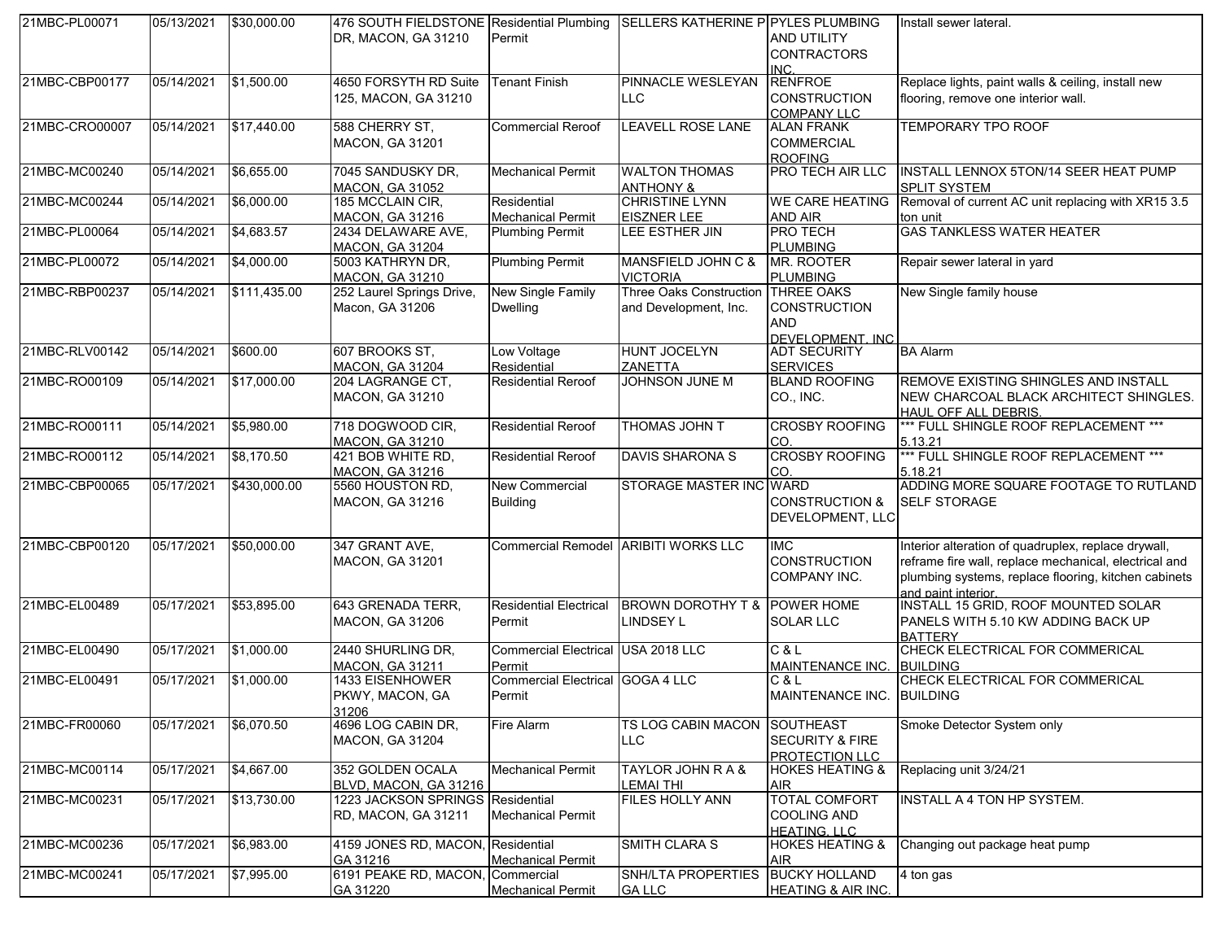| 21MBC-PL00071 | 05/13/2021 | $30,000.00 | 476 SOUTH FIELDSTONE DR, MACON, GA 31210 | Residential Plumbing Permit | SELLERS KATHERINE P | PYLES PLUMBING AND UTILITY CONTRACTORS INC. | Install sewer lateral. |
|---|---|---|---|---|---|---|---|
| 21MBC-CBP00177 | 05/14/2021 | $1,500.00 | 4650 FORSYTH RD Suite 125, MACON, GA 31210 | Tenant Finish | PINNACLE WESLEYAN LLC | RENFROE CONSTRUCTION COMPANY LLC | Replace lights, paint walls & ceiling, install new flooring, remove one interior wall. |
| 21MBC-CRO00007 | 05/14/2021 | $17,440.00 | 588 CHERRY ST, MACON, GA 31201 | Commercial Reroof | LEAVELL ROSE LANE | ALAN FRANK COMMERCIAL ROOFING | TEMPORARY TPO ROOF |
| 21MBC-MC00240 | 05/14/2021 | $6,655.00 | 7045 SANDUSKY DR, MACON, GA 31052 | Mechanical Permit | WALTON THOMAS ANTHONY & | PRO TECH AIR LLC | INSTALL LENNOX 5TON/14 SEER HEAT PUMP SPLIT SYSTEM |
| 21MBC-MC00244 | 05/14/2021 | $6,000.00 | 185 MCCLAIN CIR, MACON, GA 31216 | Residential Mechanical Permit | CHRISTINE LYNN EISZNER LEE | WE CARE HEATING AND AIR | Removal of current AC unit replacing with XR15 3.5 ton unit |
| 21MBC-PL00064 | 05/14/2021 | $4,683.57 | 2434 DELAWARE AVE, MACON, GA 31204 | Plumbing Permit | LEE ESTHER JIN | PRO TECH PLUMBING | GAS TANKLESS WATER HEATER |
| 21MBC-PL00072 | 05/14/2021 | $4,000.00 | 5003 KATHRYN DR, MACON, GA 31210 | Plumbing Permit | MANSFIELD JOHN C & VICTORIA | MR. ROOTER PLUMBING | Repair sewer lateral in yard |
| 21MBC-RBP00237 | 05/14/2021 | $111,435.00 | 252 Laurel Springs Drive, Macon, GA 31206 | New Single Family Dwelling | Three Oaks Construction and Development, Inc. | THREE OAKS CONSTRUCTION AND DEVELOPMENT, INC | New Single family house |
| 21MBC-RLV00142 | 05/14/2021 | $600.00 | 607 BROOKS ST, MACON, GA 31204 | Low Voltage Residential | HUNT JOCELYN ZANETTA | ADT SECURITY SERVICES | BA Alarm |
| 21MBC-RO00109 | 05/14/2021 | $17,000.00 | 204 LAGRANGE CT, MACON, GA 31210 | Residential Reroof | JOHNSON JUNE M | BLAND ROOFING CO., INC. | REMOVE EXISTING SHINGLES AND INSTALL NEW CHARCOAL BLACK ARCHITECT SHINGLES. HAUL OFF ALL DEBRIS. |
| 21MBC-RO00111 | 05/14/2021 | $5,980.00 | 718 DOGWOOD CIR, MACON, GA 31210 | Residential Reroof | THOMAS JOHN T | CROSBY ROOFING CO. | *** FULL SHINGLE ROOF REPLACEMENT *** 5.13.21 |
| 21MBC-RO00112 | 05/14/2021 | $8,170.50 | 421 BOB WHITE RD, MACON, GA 31216 | Residential Reroof | DAVIS SHARONA S | CROSBY ROOFING CO. | *** FULL SHINGLE ROOF REPLACEMENT *** 5.18.21 |
| 21MBC-CBP00065 | 05/17/2021 | $430,000.00 | 5560 HOUSTON RD, MACON, GA 31216 | New Commercial Building | STORAGE MASTER INC | WARD CONSTRUCTION & DEVELOPMENT, LLC | ADDING MORE SQUARE FOOTAGE TO RUTLAND SELF STORAGE |
| 21MBC-CBP00120 | 05/17/2021 | $50,000.00 | 347 GRANT AVE, MACON, GA 31201 | Commercial Remodel | ARIBITI WORKS LLC | IMC CONSTRUCTION COMPANY INC. | Interior alteration of quadruplex, replace drywall, reframe fire wall, replace mechanical, electrical and plumbing systems, replace flooring, kitchen cabinets and paint interior. |
| 21MBC-EL00489 | 05/17/2021 | $53,895.00 | 643 GRENADA TERR, MACON, GA 31206 | Residential Electrical Permit | BROWN DOROTHY T & LINDSEY L | POWER HOME SOLAR LLC | INSTALL 15 GRID, ROOF MOUNTED SOLAR PANELS WITH 5.10 KW ADDING BACK UP BATTERY |
| 21MBC-EL00490 | 05/17/2021 | $1,000.00 | 2440 SHURLING DR, MACON, GA 31211 | Commercial Electrical Permit | USA 2018 LLC | C & L MAINTENANCE INC. | CHECK ELECTRICAL FOR COMMERICAL BUILDING |
| 21MBC-EL00491 | 05/17/2021 | $1,000.00 | 1433 EISENHOWER PKWY, MACON, GA 31206 | Commercial Electrical Permit | GOGA 4 LLC | C & L MAINTENANCE INC. | CHECK ELECTRICAL FOR COMMERICAL BUILDING |
| 21MBC-FR00060 | 05/17/2021 | $6,070.50 | 4696 LOG CABIN DR, MACON, GA 31204 | Fire Alarm | TS LOG CABIN MACON LLC | SOUTHEAST SECURITY & FIRE PROTECTION LLC | Smoke Detector System only |
| 21MBC-MC00114 | 05/17/2021 | $4,667.00 | 352 GOLDEN OCALA BLVD, MACON, GA 31216 | Mechanical Permit | TAYLOR JOHN R A & LEMAI THI | HOKES HEATING & AIR | Replacing unit 3/24/21 |
| 21MBC-MC00231 | 05/17/2021 | $13,730.00 | 1223 JACKSON SPRINGS RD, MACON, GA 31211 | Residential Mechanical Permit | FILES HOLLY ANN | TOTAL COMFORT COOLING AND HEATING, LLC | INSTALL A 4 TON HP SYSTEM. |
| 21MBC-MC00236 | 05/17/2021 | $6,983.00 | 4159 JONES RD, MACON, GA 31216 | Residential Mechanical Permit | SMITH CLARA S | HOKES HEATING & AIR | Changing out package heat pump |
| 21MBC-MC00241 | 05/17/2021 | $7,995.00 | 6191 PEAKE RD, MACON, GA 31220 | Commercial Mechanical Permit | SNH/LTA PROPERTIES GA LLC | BUCKY HOLLAND HEATING & AIR INC. | 4 ton gas |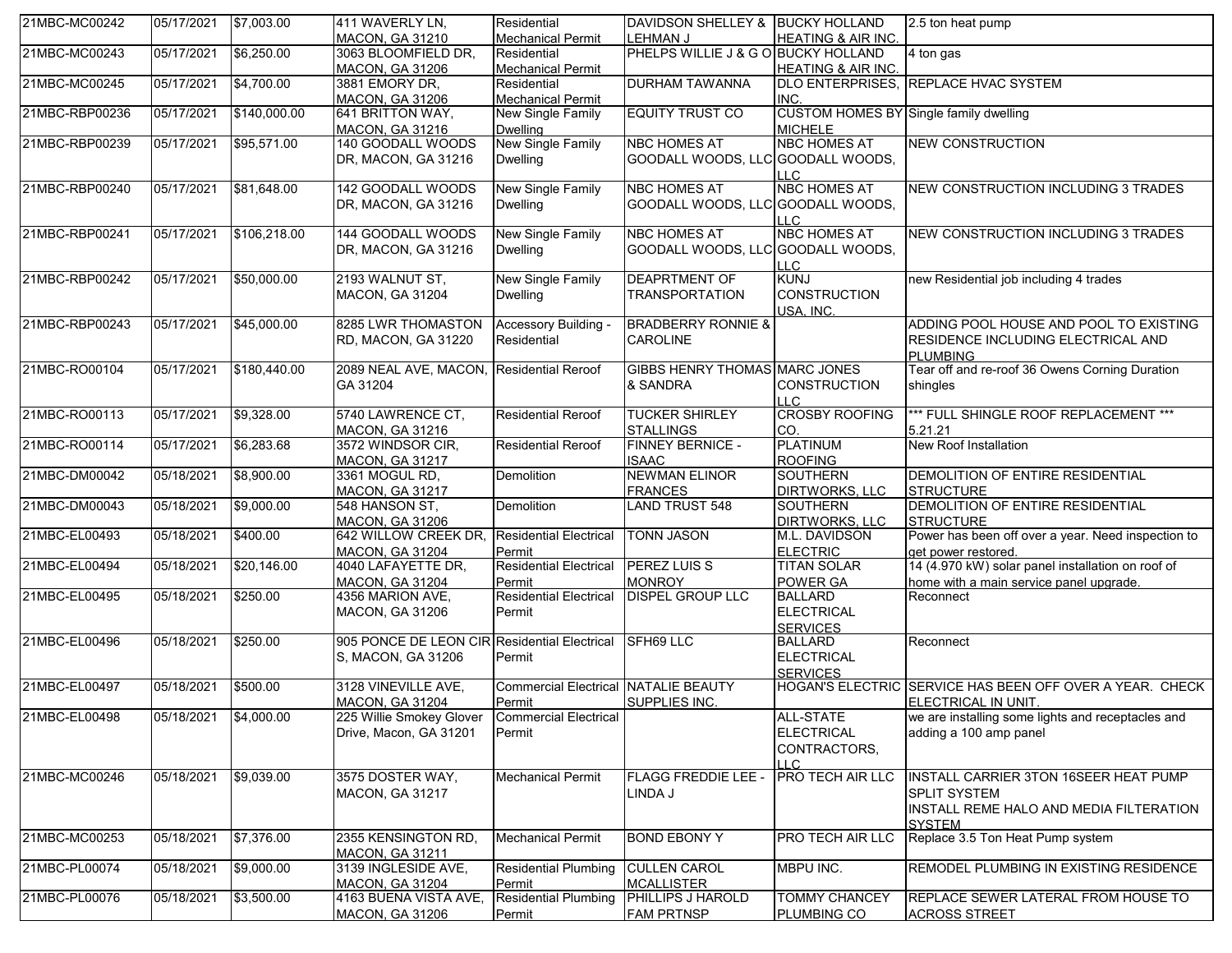| | | | | | | | |
|---|---|---|---|---|---|---|---|
| 21MBC-MC00242 | 05/17/2021 | $7,003.00 | 411 WAVERLY LN, MACON, GA 31210 | Residential Mechanical Permit | DAVIDSON SHELLEY & LEHMAN J | BUCKY HOLLAND HEATING & AIR INC. | 2.5 ton heat pump |
| 21MBC-MC00243 | 05/17/2021 | $6,250.00 | 3063 BLOOMFIELD DR, MACON, GA 31206 | Residential Mechanical Permit | PHELPS WILLIE J & G O | BUCKY HOLLAND HEATING & AIR INC. | 4 ton gas |
| 21MBC-MC00245 | 05/17/2021 | $4,700.00 | 3881 EMORY DR, MACON, GA 31206 | Residential Mechanical Permit | DURHAM TAWANNA | DLO ENTERPRISES, INC. | REPLACE HVAC SYSTEM |
| 21MBC-RBP00236 | 05/17/2021 | $140,000.00 | 641 BRITTON WAY, MACON, GA 31216 | New Single Family Dwelling | EQUITY TRUST CO | CUSTOM HOMES BY MICHELE | Single family dwelling |
| 21MBC-RBP00239 | 05/17/2021 | $95,571.00 | 140 GOODALL WOODS DR, MACON, GA 31216 | New Single Family Dwelling | NBC HOMES AT GOODALL WOODS, LLC | NBC HOMES AT GOODALL WOODS, LLC | NEW CONSTRUCTION |
| 21MBC-RBP00240 | 05/17/2021 | $81,648.00 | 142 GOODALL WOODS DR, MACON, GA 31216 | New Single Family Dwelling | NBC HOMES AT GOODALL WOODS, LLC | NBC HOMES AT GOODALL WOODS, LLC | NEW CONSTRUCTION INCLUDING 3 TRADES |
| 21MBC-RBP00241 | 05/17/2021 | $106,218.00 | 144 GOODALL WOODS DR, MACON, GA 31216 | New Single Family Dwelling | NBC HOMES AT GOODALL WOODS, LLC | NBC HOMES AT GOODALL WOODS, LLC | NEW CONSTRUCTION INCLUDING 3 TRADES |
| 21MBC-RBP00242 | 05/17/2021 | $50,000.00 | 2193 WALNUT ST, MACON, GA 31204 | New Single Family Dwelling | DEAPRTMENT OF TRANSPORTATION | KUNJ CONSTRUCTION USA, INC. | new Residential job including 4 trades |
| 21MBC-RBP00243 | 05/17/2021 | $45,000.00 | 8285 LWR THOMASTON RD, MACON, GA 31220 | Accessory Building - Residential | BRADBERRY RONNIE & CAROLINE | | ADDING POOL HOUSE AND POOL TO EXISTING RESIDENCE INCLUDING ELECTRICAL AND PLUMBING |
| 21MBC-RO00104 | 05/17/2021 | $180,440.00 | 2089 NEAL AVE, MACON, GA 31204 | Residential Reroof | GIBBS HENRY THOMAS & SANDRA | MARC JONES CONSTRUCTION LLC | Tear off and re-roof 36 Owens Corning Duration shingles |
| 21MBC-RO00113 | 05/17/2021 | $9,328.00 | 5740 LAWRENCE CT, MACON, GA 31216 | Residential Reroof | TUCKER SHIRLEY STALLINGS | CROSBY ROOFING CO. | *** FULL SHINGLE ROOF REPLACEMENT *** 5.21.21 |
| 21MBC-RO00114 | 05/17/2021 | $6,283.68 | 3572 WINDSOR CIR, MACON, GA 31217 | Residential Reroof | FINNEY BERNICE - ISAAC | PLATINUM ROOFING | New Roof Installation |
| 21MBC-DM00042 | 05/18/2021 | $8,900.00 | 3361 MOGUL RD, MACON, GA 31217 | Demolition | NEWMAN ELINOR FRANCES | SOUTHERN DIRTWORKS, LLC | DEMOLITION OF ENTIRE RESIDENTIAL STRUCTURE |
| 21MBC-DM00043 | 05/18/2021 | $9,000.00 | 548 HANSON ST, MACON, GA 31206 | Demolition | LAND TRUST 548 | SOUTHERN DIRTWORKS, LLC | DEMOLITION OF ENTIRE RESIDENTIAL STRUCTURE |
| 21MBC-EL00493 | 05/18/2021 | $400.00 | 642 WILLOW CREEK DR, MACON, GA 31204 | Residential Electrical Permit | TONN JASON | M.L. DAVIDSON ELECTRIC | Power has been off over a year. Need inspection to get power restored. |
| 21MBC-EL00494 | 05/18/2021 | $20,146.00 | 4040 LAFAYETTE DR, MACON, GA 31204 | Residential Electrical Permit | PEREZ LUIS S MONROY | TITAN SOLAR POWER GA | 14 (4.970 kW) solar panel installation on roof of home with a main service panel upgrade. |
| 21MBC-EL00495 | 05/18/2021 | $250.00 | 4356 MARION AVE, MACON, GA 31206 | Residential Electrical Permit | DISPEL GROUP LLC | BALLARD ELECTRICAL SERVICES | Reconnect |
| 21MBC-EL00496 | 05/18/2021 | $250.00 | 905 PONCE DE LEON CIR S, MACON, GA 31206 | Residential Electrical Permit | SFH69 LLC | BALLARD ELECTRICAL SERVICES | Reconnect |
| 21MBC-EL00497 | 05/18/2021 | $500.00 | 3128 VINEVILLE AVE, MACON, GA 31204 | Commercial Electrical Permit | NATALIE BEAUTY SUPPLIES INC. | HOGAN'S ELECTRIC | SERVICE HAS BEEN OFF OVER A YEAR. CHECK ELECTRICAL IN UNIT. |
| 21MBC-EL00498 | 05/18/2021 | $4,000.00 | 225 Willie Smokey Glover Drive, Macon, GA 31201 | Commercial Electrical Permit | | ALL-STATE ELECTRICAL CONTRACTORS, LLC | we are installing some lights and receptacles and adding a 100 amp panel |
| 21MBC-MC00246 | 05/18/2021 | $9,039.00 | 3575 DOSTER WAY, MACON, GA 31217 | Mechanical Permit | FLAGG FREDDIE LEE - LINDA J | PRO TECH AIR LLC | INSTALL CARRIER 3TON 16SEER HEAT PUMP SPLIT SYSTEM INSTALL REME HALO AND MEDIA FILTERATION SYSTEM |
| 21MBC-MC00253 | 05/18/2021 | $7,376.00 | 2355 KENSINGTON RD, MACON, GA 31211 | Mechanical Permit | BOND EBONY Y | PRO TECH AIR LLC | Replace 3.5 Ton Heat Pump system |
| 21MBC-PL00074 | 05/18/2021 | $9,000.00 | 3139 INGLESIDE AVE, MACON, GA 31204 | Residential Plumbing Permit | CULLEN CAROL MCALLISTER | MBPU INC. | REMODEL PLUMBING IN EXISTING RESIDENCE |
| 21MBC-PL00076 | 05/18/2021 | $3,500.00 | 4163 BUENA VISTA AVE, MACON, GA 31206 | Residential Plumbing Permit | PHILLIPS J HAROLD FAM PRTNSP | TOMMY CHANCEY PLUMBING CO | REPLACE SEWER LATERAL FROM HOUSE TO ACROSS STREET |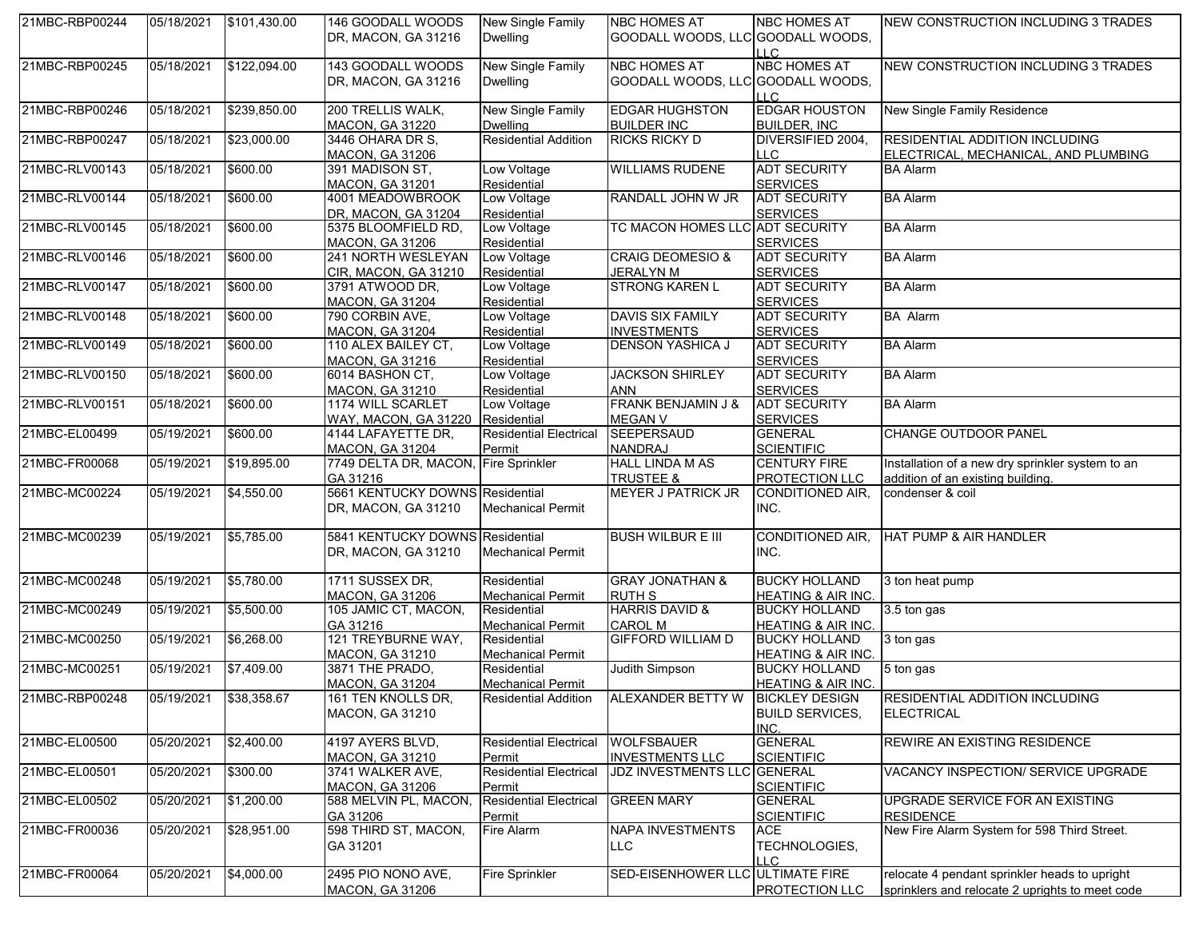| | | | | | | | |
|---|---|---|---|---|---|---|---|
| 21MBC-RBP00244 | 05/18/2021 | $101,430.00 | 146 GOODALL WOODS DR, MACON, GA 31216 | New Single Family Dwelling | NBC HOMES AT GOODALL WOODS, LLC | NBC HOMES AT GOODALL WOODS, LLC | NEW CONSTRUCTION INCLUDING 3 TRADES |
| 21MBC-RBP00245 | 05/18/2021 | $122,094.00 | 143 GOODALL WOODS DR, MACON, GA 31216 | New Single Family Dwelling | NBC HOMES AT GOODALL WOODS, LLC | NBC HOMES AT GOODALL WOODS, LLC | NEW CONSTRUCTION INCLUDING 3 TRADES |
| 21MBC-RBP00246 | 05/18/2021 | $239,850.00 | 200 TRELLIS WALK, MACON, GA 31220 | New Single Family Dwelling | EDGAR HUGHSTON BUILDER INC | EDGAR HOUSTON BUILDER, INC | New Single Family Residence |
| 21MBC-RBP00247 | 05/18/2021 | $23,000.00 | 3446 OHARA DR S, MACON, GA 31206 | Residential Addition | RICKS RICKY D | DIVERSIFIED 2004, LLC | RESIDENTIAL ADDITION INCLUDING ELECTRICAL, MECHANICAL, AND PLUMBING |
| 21MBC-RLV00143 | 05/18/2021 | $600.00 | 391 MADISON ST, MACON, GA 31201 | Low Voltage Residential | WILLIAMS RUDENE | ADT SECURITY SERVICES | BA Alarm |
| 21MBC-RLV00144 | 05/18/2021 | $600.00 | 4001 MEADOWBROOK DR, MACON, GA 31204 | Low Voltage Residential | RANDALL JOHN W JR | ADT SECURITY SERVICES | BA Alarm |
| 21MBC-RLV00145 | 05/18/2021 | $600.00 | 5375 BLOOMFIELD RD, MACON, GA 31206 | Low Voltage Residential | TC MACON HOMES LLC | ADT SECURITY SERVICES | BA Alarm |
| 21MBC-RLV00146 | 05/18/2021 | $600.00 | 241 NORTH WESLEYAN CIR, MACON, GA 31210 | Low Voltage Residential | CRAIG DEOMESIO & JERALYN M | ADT SECURITY SERVICES | BA Alarm |
| 21MBC-RLV00147 | 05/18/2021 | $600.00 | 3791 ATWOOD DR, MACON, GA 31204 | Low Voltage Residential | STRONG KAREN L | ADT SECURITY SERVICES | BA Alarm |
| 21MBC-RLV00148 | 05/18/2021 | $600.00 | 790 CORBIN AVE, MACON, GA 31204 | Low Voltage Residential | DAVIS SIX FAMILY INVESTMENTS | ADT SECURITY SERVICES | BA Alarm |
| 21MBC-RLV00149 | 05/18/2021 | $600.00 | 110 ALEX BAILEY CT, MACON, GA 31216 | Low Voltage Residential | DENSON YASHICA J | ADT SECURITY SERVICES | BA Alarm |
| 21MBC-RLV00150 | 05/18/2021 | $600.00 | 6014 BASHON CT, MACON, GA 31210 | Low Voltage Residential | JACKSON SHIRLEY ANN | ADT SECURITY SERVICES | BA Alarm |
| 21MBC-RLV00151 | 05/18/2021 | $600.00 | 1174 WILL SCARLET WAY, MACON, GA 31220 | Low Voltage Residential | FRANK BENJAMIN J & MEGAN V | ADT SECURITY SERVICES | BA Alarm |
| 21MBC-EL00499 | 05/19/2021 | $600.00 | 4144 LAFAYETTE DR, MACON, GA 31204 | Residential Electrical Permit | SEEPERSAUD NANDRAJ | GENERAL SCIENTIFIC | CHANGE OUTDOOR PANEL |
| 21MBC-FR00068 | 05/19/2021 | $19,895.00 | 7749 DELTA DR, MACON, GA 31216 | Fire Sprinkler | HALL LINDA M AS TRUSTEE & | CENTURY FIRE PROTECTION LLC | Installation of a new dry sprinkler system to an addition of an existing building. |
| 21MBC-MC00224 | 05/19/2021 | $4,550.00 | 5661 KENTUCKY DOWNS DR, MACON, GA 31210 | Residential Mechanical Permit | MEYER J PATRICK JR | CONDITIONED AIR, INC. | condenser & coil |
| 21MBC-MC00239 | 05/19/2021 | $5,785.00 | 5841 KENTUCKY DOWNS DR, MACON, GA 31210 | Residential Mechanical Permit | BUSH WILBUR E III | CONDITIONED AIR, INC. | HAT PUMP & AIR HANDLER |
| 21MBC-MC00248 | 05/19/2021 | $5,780.00 | 1711 SUSSEX DR, MACON, GA 31206 | Residential Mechanical Permit | GRAY JONATHAN & RUTH S | BUCKY HOLLAND HEATING & AIR INC. | 3 ton heat pump |
| 21MBC-MC00249 | 05/19/2021 | $5,500.00 | 105 JAMIC CT, MACON, GA 31216 | Residential Mechanical Permit | HARRIS DAVID & CAROL M | BUCKY HOLLAND HEATING & AIR INC. | 3.5 ton gas |
| 21MBC-MC00250 | 05/19/2021 | $6,268.00 | 121 TREYBURNE WAY, MACON, GA 31210 | Residential Mechanical Permit | GIFFORD WILLIAM D | BUCKY HOLLAND HEATING & AIR INC. | 3 ton gas |
| 21MBC-MC00251 | 05/19/2021 | $7,409.00 | 3871 THE PRADO, MACON, GA 31204 | Residential Mechanical Permit | Judith Simpson | BUCKY HOLLAND HEATING & AIR INC. | 5 ton gas |
| 21MBC-RBP00248 | 05/19/2021 | $38,358.67 | 161 TEN KNOLLS DR, MACON, GA 31210 | Residential Addition | ALEXANDER BETTY W | BICKLEY DESIGN BUILD SERVICES, INC. | RESIDENTIAL ADDITION INCLUDING ELECTRICAL |
| 21MBC-EL00500 | 05/20/2021 | $2,400.00 | 4197 AYERS BLVD, MACON, GA 31210 | Residential Electrical Permit | WOLFSBAUER INVESTMENTS LLC | GENERAL SCIENTIFIC | REWIRE AN EXISTING RESIDENCE |
| 21MBC-EL00501 | 05/20/2021 | $300.00 | 3741 WALKER AVE, MACON, GA 31206 | Residential Electrical Permit | JDZ INVESTMENTS LLC | GENERAL SCIENTIFIC | VACANCY INSPECTION/ SERVICE UPGRADE |
| 21MBC-EL00502 | 05/20/2021 | $1,200.00 | 588 MELVIN PL, MACON, GA 31206 | Residential Electrical Permit | GREEN MARY | GENERAL SCIENTIFIC | UPGRADE SERVICE FOR AN EXISTING RESIDENCE |
| 21MBC-FR00036 | 05/20/2021 | $28,951.00 | 598 THIRD ST, MACON, GA 31201 | Fire Alarm | NAPA INVESTMENTS LLC | ACE TECHNOLOGIES, LLC | New Fire Alarm System for 598 Third Street. |
| 21MBC-FR00064 | 05/20/2021 | $4,000.00 | 2495 PIO NONO AVE, MACON, GA 31206 | Fire Sprinkler | SED-EISENHOWER LLC | ULTIMATE FIRE PROTECTION LLC | relocate 4 pendant sprinkler heads to upright sprinklers and relocate 2 uprights to meet code |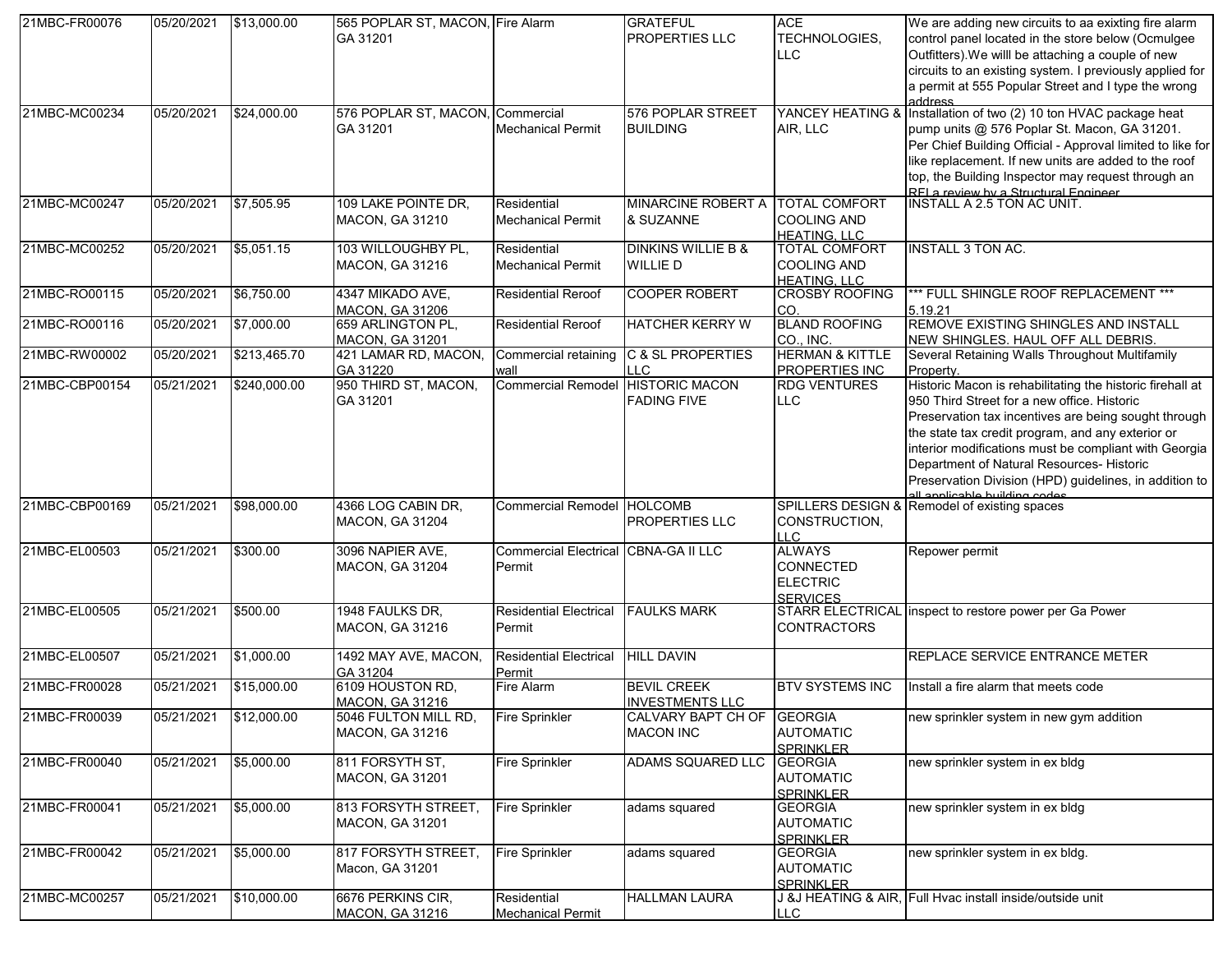| 21MBC-FR00076 | 05/20/2021 | $13,000.00 | 565 POPLAR ST, MACON, GA 31201 | Fire Alarm | GRATEFUL PROPERTIES LLC | ACE TECHNOLOGIES, LLC | We are adding new circuits to aa exixting fire alarm control panel located in the store below (Ocmulgee Outfitters).We willl be attaching a couple of new circuits to an existing system. I previously applied for a permit at 555 Popular Street and I type the wrong address |
|---|---|---|---|---|---|---|---|
| 21MBC-MC00234 | 05/20/2021 | $24,000.00 | 576 POPLAR ST, MACON, GA 31201 | Commercial Mechanical Permit | 576 POPLAR STREET BUILDING | YANCEY HEATING & AIR, LLC | Installation of two (2) 10 ton HVAC package heat pump units @ 576 Poplar St. Macon, GA 31201. Per Chief Building Official - Approval limited to like for like replacement. If new units are added to the roof top, the Building Inspector may request through an RFI a review by a Structural Engineer |
| 21MBC-MC00247 | 05/20/2021 | $7,505.95 | 109 LAKE POINTE DR, MACON, GA 31210 | Residential Mechanical Permit | MINARCINE ROBERT A & SUZANNE | TOTAL COMFORT COOLING AND HEATING, LLC | INSTALL A 2.5 TON AC UNIT. |
| 21MBC-MC00252 | 05/20/2021 | $5,051.15 | 103 WILLOUGHBY PL, MACON, GA 31216 | Residential Mechanical Permit | DINKINS WILLIE B & WILLIE D | TOTAL COMFORT COOLING AND HEATING, LLC | INSTALL 3 TON AC. |
| 21MBC-RO00115 | 05/20/2021 | $6,750.00 | 4347 MIKADO AVE, MACON, GA 31206 | Residential Reroof | COOPER ROBERT | CROSBY ROOFING CO. | *** FULL SHINGLE ROOF REPLACEMENT *** 5.19.21 |
| 21MBC-RO00116 | 05/20/2021 | $7,000.00 | 659 ARLINGTON PL, MACON, GA 31201 | Residential Reroof | HATCHER KERRY W | BLAND ROOFING CO., INC. | REMOVE EXISTING SHINGLES AND INSTALL NEW SHINGLES. HAUL OFF ALL DEBRIS. |
| 21MBC-RW00002 | 05/20/2021 | $213,465.70 | 421 LAMAR RD, MACON, GA 31220 | Commercial retaining wall | C & SL PROPERTIES LLC | HERMAN & KITTLE PROPERTIES INC | Several Retaining Walls Throughout Multifamily Property. |
| 21MBC-CBP00154 | 05/21/2021 | $240,000.00 | 950 THIRD ST, MACON, GA 31201 | Commercial Remodel | HISTORIC MACON FADING FIVE | RDG VENTURES LLC | Historic Macon is rehabilitating the historic firehall at 950 Third Street for a new office. Historic Preservation tax incentives are being sought through the state tax credit program, and any exterior or interior modifications must be compliant with Georgia Department of Natural Resources- Historic Preservation Division (HPD) guidelines, in addition to all applicable building codes |
| 21MBC-CBP00169 | 05/21/2021 | $98,000.00 | 4366 LOG CABIN DR, MACON, GA 31204 | Commercial Remodel | HOLCOMB PROPERTIES LLC | SPILLERS DESIGN & CONSTRUCTION, LLC | Remodel of existing spaces |
| 21MBC-EL00503 | 05/21/2021 | $300.00 | 3096 NAPIER AVE, MACON, GA 31204 | Commercial Electrical Permit | CBNA-GA II LLC | ALWAYS CONNECTED ELECTRIC SERVICES | Repower permit |
| 21MBC-EL00505 | 05/21/2021 | $500.00 | 1948 FAULKS DR, MACON, GA 31216 | Residential Electrical Permit | FAULKS MARK | STARR ELECTRICAL CONTRACTORS | inspect to restore power per Ga Power |
| 21MBC-EL00507 | 05/21/2021 | $1,000.00 | 1492 MAY AVE, MACON, GA 31204 | Residential Electrical Permit | HILL DAVIN | | REPLACE SERVICE ENTRANCE METER |
| 21MBC-FR00028 | 05/21/2021 | $15,000.00 | 6109 HOUSTON RD, MACON, GA 31216 | Fire Alarm | BEVIL CREEK INVESTMENTS LLC | BTV SYSTEMS INC | Install a fire alarm that meets code |
| 21MBC-FR00039 | 05/21/2021 | $12,000.00 | 5046 FULTON MILL RD, MACON, GA 31216 | Fire Sprinkler | CALVARY BAPT CH OF MACON INC | GEORGIA AUTOMATIC SPRINKLER | new sprinkler system in new gym addition |
| 21MBC-FR00040 | 05/21/2021 | $5,000.00 | 811 FORSYTH ST, MACON, GA 31201 | Fire Sprinkler | ADAMS SQUARED LLC | GEORGIA AUTOMATIC SPRINKLER | new sprinkler system in ex bldg |
| 21MBC-FR00041 | 05/21/2021 | $5,000.00 | 813 FORSYTH STREET, MACON, GA 31201 | Fire Sprinkler | adams squared | GEORGIA AUTOMATIC SPRINKLER | new sprinkler system in ex bldg |
| 21MBC-FR00042 | 05/21/2021 | $5,000.00 | 817 FORSYTH STREET, Macon, GA 31201 | Fire Sprinkler | adams squared | GEORGIA AUTOMATIC SPRINKLER | new sprinkler system in ex bldg. |
| 21MBC-MC00257 | 05/21/2021 | $10,000.00 | 6676 PERKINS CIR, MACON, GA 31216 | Residential Mechanical Permit | HALLMAN LAURA | J &J HEATING & AIR, LLC | Full Hvac install inside/outside unit |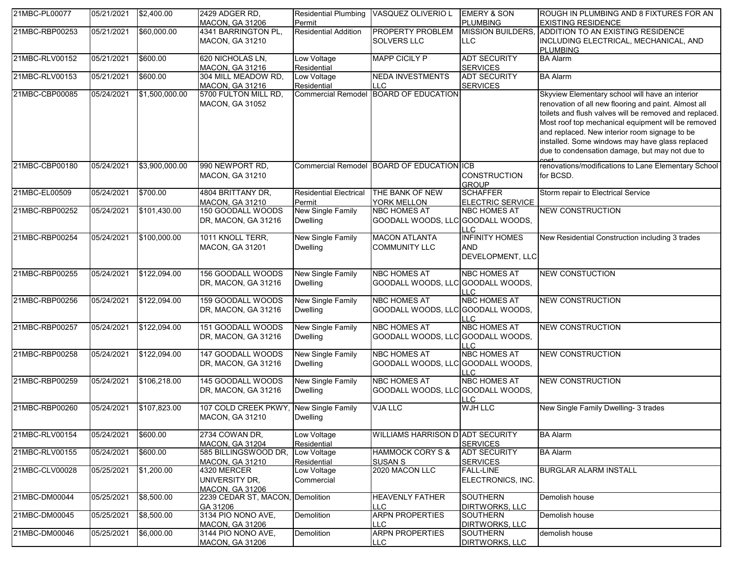| | | | | | | | |
|---|---|---|---|---|---|---|---|
| 21MBC-PL00077 | 05/21/2021 | $2,400.00 | 2429 ADGER RD, MACON, GA 31206 | Residential Plumbing Permit | VASQUEZ OLIVERIO L | EMERY & SON PLUMBING | ROUGH IN PLUMBING AND 8 FIXTURES FOR AN EXISTING RESIDENCE |
| 21MBC-RBP00253 | 05/21/2021 | $60,000.00 | 4341 BARRINGTON PL, MACON, GA 31210 | Residential Addition | PROPERTY PROBLEM SOLVERS LLC | MISSION BUILDERS, LLC | ADDITION TO AN EXISTING RESIDENCE INCLUDING ELECTRICAL, MECHANICAL, AND PLUMBING |
| 21MBC-RLV00152 | 05/21/2021 | $600.00 | 620 NICHOLAS LN, MACON, GA 31216 | Low Voltage Residential | MAPP CICILY P | ADT SECURITY SERVICES | BA Alarm |
| 21MBC-RLV00153 | 05/21/2021 | $600.00 | 304 MILL MEADOW RD, MACON, GA 31216 | Low Voltage Residential | NEDA INVESTMENTS LLC | ADT SECURITY SERVICES | BA Alarm |
| 21MBC-CBP00085 | 05/24/2021 | $1,500,000.00 | 5700 FULTON MILL RD, MACON, GA 31052 | Commercial Remodel | BOARD OF EDUCATION | | Skyview Elementary school will have an interior renovation of all new flooring and paint. Almost all toilets and flush valves will be removed and replaced. Most roof top mechanical equipment will be removed and replaced. New interior room signage to be installed. Some windows may have glass replaced due to condensation damage, but may not due to cost |
| 21MBC-CBP00180 | 05/24/2021 | $3,900,000.00 | 990 NEWPORT RD, MACON, GA 31210 | Commercial Remodel | BOARD OF EDUCATION | ICB CONSTRUCTION GROUP | renovations/modifications to Lane Elementary School for BCSD. |
| 21MBC-EL00509 | 05/24/2021 | $700.00 | 4804 BRITTANY DR, MACON, GA 31210 | Residential Electrical Permit | THE BANK OF NEW YORK MELLON | SCHAFFER ELECTRIC SERVICE | Storm repair to Electrical Service |
| 21MBC-RBP00252 | 05/24/2021 | $101,430.00 | 150 GOODALL WOODS DR, MACON, GA 31216 | New Single Family Dwelling | NBC HOMES AT GOODALL WOODS, LLC | NBC HOMES AT GOODALL WOODS, LLC | NEW CONSTRUCTION |
| 21MBC-RBP00254 | 05/24/2021 | $100,000.00 | 1011 KNOLL TERR, MACON, GA 31201 | New Single Family Dwelling | MACON ATLANTA COMMUNITY LLC | INFINITY HOMES AND DEVELOPMENT, LLC | New Residential Construction including 3 trades |
| 21MBC-RBP00255 | 05/24/2021 | $122,094.00 | 156 GOODALL WOODS DR, MACON, GA 31216 | New Single Family Dwelling | NBC HOMES AT GOODALL WOODS, LLC | NBC HOMES AT GOODALL WOODS, LLC | NEW CONSTUCTION |
| 21MBC-RBP00256 | 05/24/2021 | $122,094.00 | 159 GOODALL WOODS DR, MACON, GA 31216 | New Single Family Dwelling | NBC HOMES AT GOODALL WOODS, LLC | NBC HOMES AT GOODALL WOODS, LLC | NEW CONSTRUCTION |
| 21MBC-RBP00257 | 05/24/2021 | $122,094.00 | 151 GOODALL WOODS DR, MACON, GA 31216 | New Single Family Dwelling | NBC HOMES AT GOODALL WOODS, LLC | NBC HOMES AT GOODALL WOODS, LLC | NEW CONSTRUCTION |
| 21MBC-RBP00258 | 05/24/2021 | $122,094.00 | 147 GOODALL WOODS DR, MACON, GA 31216 | New Single Family Dwelling | NBC HOMES AT GOODALL WOODS, LLC | NBC HOMES AT GOODALL WOODS, LLC | NEW CONSTRUCTION |
| 21MBC-RBP00259 | 05/24/2021 | $106,218.00 | 145 GOODALL WOODS DR, MACON, GA 31216 | New Single Family Dwelling | NBC HOMES AT GOODALL WOODS, LLC | NBC HOMES AT GOODALL WOODS, LLC | NEW CONSTRUCTION |
| 21MBC-RBP00260 | 05/24/2021 | $107,823.00 | 107 COLD CREEK PKWY, MACON, GA 31210 | New Single Family Dwelling | VJA LLC | WJH LLC | New Single Family Dwelling- 3 trades |
| 21MBC-RLV00154 | 05/24/2021 | $600.00 | 2734 COWAN DR, MACON, GA 31204 | Low Voltage Residential | WILLIAMS HARRISON D | ADT SECURITY SERVICES | BA Alarm |
| 21MBC-RLV00155 | 05/24/2021 | $600.00 | 585 BILLINGSWOOD DR, MACON, GA 31210 | Low Voltage Residential | HAMMOCK CORY S & SUSAN S | ADT SECURITY SERVICES | BA Alarm |
| 21MBC-CLV00028 | 05/25/2021 | $1,200.00 | 4320 MERCER UNIVERSITY DR, MACON, GA 31206 | Low Voltage Commercial | 2020 MACON LLC | FALL-LINE ELECTRONICS, INC. | BURGLAR ALARM INSTALL |
| 21MBC-DM00044 | 05/25/2021 | $8,500.00 | 2239 CEDAR ST, MACON, GA 31206 | Demolition | HEAVENLY FATHER LLC | SOUTHERN DIRTWORKS, LLC | Demolish house |
| 21MBC-DM00045 | 05/25/2021 | $8,500.00 | 3134 PIO NONO AVE, MACON, GA 31206 | Demolition | ARPN PROPERTIES LLC | SOUTHERN DIRTWORKS, LLC | Demolish house |
| 21MBC-DM00046 | 05/25/2021 | $6,000.00 | 3144 PIO NONO AVE, MACON, GA 31206 | Demolition | ARPN PROPERTIES LLC | SOUTHERN DIRTWORKS, LLC | demolish house |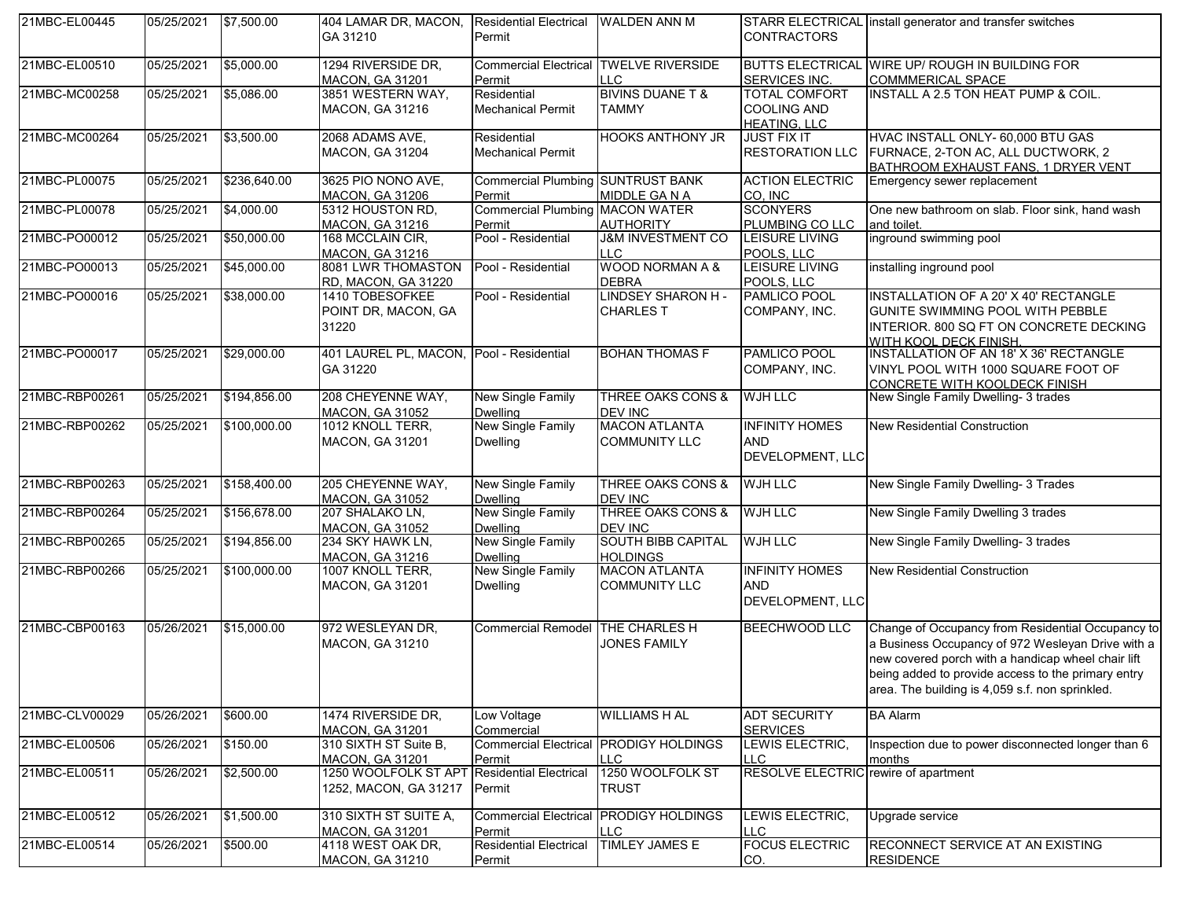| | | | | | | | |
|---|---|---|---|---|---|---|---|
| 21MBC-EL00445 | 05/25/2021 | $7,500.00 | 404 LAMAR DR, MACON, GA 31210 | Residential Electrical Permit | WALDEN ANN M | STARR ELECTRICAL CONTRACTORS | install generator and transfer switches |
| 21MBC-EL00510 | 05/25/2021 | $5,000.00 | 1294 RIVERSIDE DR, MACON, GA 31201 | Commercial Electrical Permit | TWELVE RIVERSIDE LLC | BUTTS ELECTRICAL SERVICES INC. | WIRE UP/ ROUGH IN BUILDING FOR COMMMERICAL SPACE |
| 21MBC-MC00258 | 05/25/2021 | $5,086.00 | 3851 WESTERN WAY, MACON, GA 31216 | Residential Mechanical Permit | BIVINS DUANE T & TAMMY | TOTAL COMFORT COOLING AND HEATING, LLC | INSTALL A 2.5 TON HEAT PUMP & COIL. |
| 21MBC-MC00264 | 05/25/2021 | $3,500.00 | 2068 ADAMS AVE, MACON, GA 31204 | Residential Mechanical Permit | HOOKS ANTHONY JR | JUST FIX IT RESTORATION LLC | HVAC INSTALL ONLY- 60,000 BTU GAS FURNACE, 2-TON AC, ALL DUCTWORK, 2 BATHROOM EXHAUST FANS, 1 DRYER VENT |
| 21MBC-PL00075 | 05/25/2021 | $236,640.00 | 3625 PIO NONO AVE, MACON, GA 31206 | Commercial Plumbing Permit | SUNTRUST BANK MIDDLE GA N A | ACTION ELECTRIC CO, INC | Emergency sewer replacement |
| 21MBC-PL00078 | 05/25/2021 | $4,000.00 | 5312 HOUSTON RD, MACON, GA 31216 | Commercial Plumbing Permit | MACON WATER AUTHORITY | SCONYERS PLUMBING CO LLC | One new bathroom on slab. Floor sink, hand wash and toilet. |
| 21MBC-PO00012 | 05/25/2021 | $50,000.00 | 168 MCCLAIN CIR, MACON, GA 31216 | Pool - Residential | J&M INVESTMENT CO LLC | LEISURE LIVING POOLS, LLC | inground swimming pool |
| 21MBC-PO00013 | 05/25/2021 | $45,000.00 | 8081 LWR THOMASTON RD, MACON, GA 31220 | Pool - Residential | WOOD NORMAN A & DEBRA | LEISURE LIVING POOLS, LLC | installing inground pool |
| 21MBC-PO00016 | 05/25/2021 | $38,000.00 | 1410 TOBESOFKEE POINT DR, MACON, GA 31220 | Pool - Residential | LINDSEY SHARON H - CHARLES T | PAMLICO POOL COMPANY, INC. | INSTALLATION OF A 20' X 40' RECTANGLE GUNITE SWIMMING POOL WITH PEBBLE INTERIOR. 800 SQ FT ON CONCRETE DECKING WITH KOOL DECK FINISH. |
| 21MBC-PO00017 | 05/25/2021 | $29,000.00 | 401 LAUREL PL, MACON, GA 31220 | Pool - Residential | BOHAN THOMAS F | PAMLICO POOL COMPANY, INC. | INSTALLATION OF AN 18' X 36' RECTANGLE VINYL POOL WITH 1000 SQUARE FOOT OF CONCRETE WITH KOOLDECK FINISH |
| 21MBC-RBP00261 | 05/25/2021 | $194,856.00 | 208 CHEYENNE WAY, MACON, GA 31052 | New Single Family Dwelling | THREE OAKS CONS & DEV INC | WJH LLC | New Single Family Dwelling- 3 trades |
| 21MBC-RBP00262 | 05/25/2021 | $100,000.00 | 1012 KNOLL TERR, MACON, GA 31201 | New Single Family Dwelling | MACON ATLANTA COMMUNITY LLC | INFINITY HOMES AND DEVELOPMENT, LLC | New Residential Construction |
| 21MBC-RBP00263 | 05/25/2021 | $158,400.00 | 205 CHEYENNE WAY, MACON, GA 31052 | New Single Family Dwelling | THREE OAKS CONS & DEV INC | WJH LLC | New Single Family Dwelling- 3 Trades |
| 21MBC-RBP00264 | 05/25/2021 | $156,678.00 | 207 SHALAKO LN, MACON, GA 31052 | New Single Family Dwelling | THREE OAKS CONS & DEV INC | WJH LLC | New Single Family Dwelling 3 trades |
| 21MBC-RBP00265 | 05/25/2021 | $194,856.00 | 234 SKY HAWK LN, MACON, GA 31216 | New Single Family Dwelling | SOUTH BIBB CAPITAL HOLDINGS | WJH LLC | New Single Family Dwelling- 3 trades |
| 21MBC-RBP00266 | 05/25/2021 | $100,000.00 | 1007 KNOLL TERR, MACON, GA 31201 | New Single Family Dwelling | MACON ATLANTA COMMUNITY LLC | INFINITY HOMES AND DEVELOPMENT, LLC | New Residential Construction |
| 21MBC-CBP00163 | 05/26/2021 | $15,000.00 | 972 WESLEYAN DR, MACON, GA 31210 | Commercial Remodel | THE CHARLES H JONES FAMILY | BEECHWOOD LLC | Change of Occupancy from Residential Occupancy to a Business Occupancy of 972 Wesleyan Drive with a new covered porch with a handicap wheel chair lift being added to provide access to the primary entry area. The building is 4,059 s.f. non sprinkled. |
| 21MBC-CLV00029 | 05/26/2021 | $600.00 | 1474 RIVERSIDE DR, MACON, GA 31201 | Low Voltage Commercial | WILLIAMS H AL | ADT SECURITY SERVICES | BA Alarm |
| 21MBC-EL00506 | 05/26/2021 | $150.00 | 310 SIXTH ST Suite B, MACON, GA 31201 | Commercial Electrical Permit | PRODIGY HOLDINGS LLC | LEWIS ELECTRIC, LLC | Inspection due to power disconnected longer than 6 months |
| 21MBC-EL00511 | 05/26/2021 | $2,500.00 | 1250 WOOLFOLK ST APT 1252, MACON, GA 31217 | Residential Electrical Permit | 1250 WOOLFOLK ST TRUST | RESOLVE ELECTRIC | rewire of apartment |
| 21MBC-EL00512 | 05/26/2021 | $1,500.00 | 310 SIXTH ST SUITE A, MACON, GA 31201 | Commercial Electrical Permit | PRODIGY HOLDINGS LLC | LEWIS ELECTRIC, LLC | Upgrade service |
| 21MBC-EL00514 | 05/26/2021 | $500.00 | 4118 WEST OAK DR, MACON, GA 31210 | Residential Electrical Permit | TIMLEY JAMES E | FOCUS ELECTRIC CO. | RECONNECT SERVICE AT AN EXISTING RESIDENCE |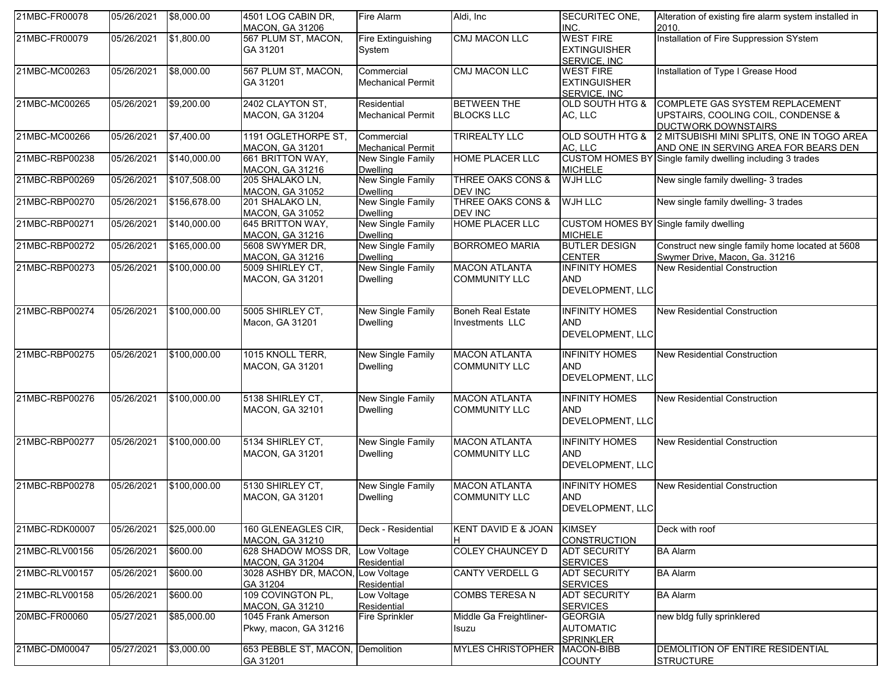| | | | | | | | |
|---|---|---|---|---|---|---|---|
| 21MBC-FR00078 | 05/26/2021 | $8,000.00 | 4501 LOG CABIN DR, MACON, GA 31206 | Fire Alarm | Aldi, Inc | SECURITEC ONE, INC. | Alteration of existing fire alarm system installed in 2010. |
| 21MBC-FR00079 | 05/26/2021 | $1,800.00 | 567 PLUM ST, MACON, GA 31201 | Fire Extinguishing System | CMJ MACON LLC | WEST FIRE EXTINGUISHER SERVICE, INC | Installation of Fire Suppression SYstem |
| 21MBC-MC00263 | 05/26/2021 | $8,000.00 | 567 PLUM ST, MACON, GA 31201 | Commercial Mechanical Permit | CMJ MACON LLC | WEST FIRE EXTINGUISHER SERVICE, INC | Installation of Type I Grease Hood |
| 21MBC-MC00265 | 05/26/2021 | $9,200.00 | 2402 CLAYTON ST, MACON, GA 31204 | Residential Mechanical Permit | BETWEEN THE BLOCKS LLC | OLD SOUTH HTG & AC, LLC | COMPLETE GAS SYSTEM REPLACEMENT UPSTAIRS, COOLING COIL, CONDENSE & DUCTWORK DOWNSTAIRS |
| 21MBC-MC00266 | 05/26/2021 | $7,400.00 | 1191 OGLETHORPE ST, MACON, GA 31201 | Commercial Mechanical Permit | TRIREALTY LLC | OLD SOUTH HTG & AC, LLC | 2 MITSUBISHI MINI SPLITS, ONE IN TOGO AREA AND ONE IN SERVING AREA FOR BEARS DEN |
| 21MBC-RBP00238 | 05/26/2021 | $140,000.00 | 661 BRITTON WAY, MACON, GA 31216 | New Single Family Dwelling | HOME PLACER LLC | CUSTOM HOMES BY MICHELE | Single family dwelling including 3 trades |
| 21MBC-RBP00269 | 05/26/2021 | $107,508.00 | 205 SHALAKO LN, MACON, GA 31052 | New Single Family Dwelling | THREE OAKS CONS & DEV INC | WJH LLC | New single family dwelling- 3 trades |
| 21MBC-RBP00270 | 05/26/2021 | $156,678.00 | 201 SHALAKO LN, MACON, GA 31052 | New Single Family Dwelling | THREE OAKS CONS & DEV INC | WJH LLC | New single family dwelling- 3 trades |
| 21MBC-RBP00271 | 05/26/2021 | $140,000.00 | 645 BRITTON WAY, MACON, GA 31216 | New Single Family Dwelling | HOME PLACER LLC | CUSTOM HOMES BY MICHELE | Single family dwelling |
| 21MBC-RBP00272 | 05/26/2021 | $165,000.00 | 5608 SWYMER DR, MACON, GA 31216 | New Single Family Dwelling | BORROMEO MARIA | BUTLER DESIGN CENTER | Construct new single family home located at 5608 Swymer Drive, Macon, Ga. 31216 |
| 21MBC-RBP00273 | 05/26/2021 | $100,000.00 | 5009 SHIRLEY CT, MACON, GA 31201 | New Single Family Dwelling | MACON ATLANTA COMMUNITY LLC | INFINITY HOMES AND DEVELOPMENT, LLC | New Residential Construction |
| 21MBC-RBP00274 | 05/26/2021 | $100,000.00 | 5005 SHIRLEY CT, Macon, GA 31201 | New Single Family Dwelling | Boneh Real Estate Investments LLC | INFINITY HOMES AND DEVELOPMENT, LLC | New Residential Construction |
| 21MBC-RBP00275 | 05/26/2021 | $100,000.00 | 1015 KNOLL TERR, MACON, GA 31201 | New Single Family Dwelling | MACON ATLANTA COMMUNITY LLC | INFINITY HOMES AND DEVELOPMENT, LLC | New Residential Construction |
| 21MBC-RBP00276 | 05/26/2021 | $100,000.00 | 5138 SHIRLEY CT, MACON, GA 32101 | New Single Family Dwelling | MACON ATLANTA COMMUNITY LLC | INFINITY HOMES AND DEVELOPMENT, LLC | New Residential Construction |
| 21MBC-RBP00277 | 05/26/2021 | $100,000.00 | 5134 SHIRLEY CT, MACON, GA 31201 | New Single Family Dwelling | MACON ATLANTA COMMUNITY LLC | INFINITY HOMES AND DEVELOPMENT, LLC | New Residential Construction |
| 21MBC-RBP00278 | 05/26/2021 | $100,000.00 | 5130 SHIRLEY CT, MACON, GA 31201 | New Single Family Dwelling | MACON ATLANTA COMMUNITY LLC | INFINITY HOMES AND DEVELOPMENT, LLC | New Residential Construction |
| 21MBC-RDK00007 | 05/26/2021 | $25,000.00 | 160 GLENEAGLES CIR, MACON, GA 31210 | Deck - Residential | KENT DAVID E & JOAN H | KIMSEY CONSTRUCTION | Deck with roof |
| 21MBC-RLV00156 | 05/26/2021 | $600.00 | 628 SHADOW MOSS DR, MACON, GA 31204 | Low Voltage Residential | COLEY CHAUNCEY D | ADT SECURITY SERVICES | BA Alarm |
| 21MBC-RLV00157 | 05/26/2021 | $600.00 | 3028 ASHBY DR, MACON, GA 31204 | Low Voltage Residential | CANTY VERDELL G | ADT SECURITY SERVICES | BA Alarm |
| 21MBC-RLV00158 | 05/26/2021 | $600.00 | 109 COVINGTON PL, MACON, GA 31210 | Low Voltage Residential | COMBS TERESA N | ADT SECURITY SERVICES | BA Alarm |
| 20MBC-FR00060 | 05/27/2021 | $85,000.00 | 1045 Frank Amerson Pkwy, macon, GA 31216 | Fire Sprinkler | Middle Ga Freightliner-Isuzu | GEORGIA AUTOMATIC SPRINKLER | new bldg fully sprinklered |
| 21MBC-DM00047 | 05/27/2021 | $3,000.00 | 653 PEBBLE ST, MACON, GA 31201 | Demolition | MYLES CHRISTOPHER | MACON-BIBB COUNTY | DEMOLITION OF ENTIRE RESIDENTIAL STRUCTURE |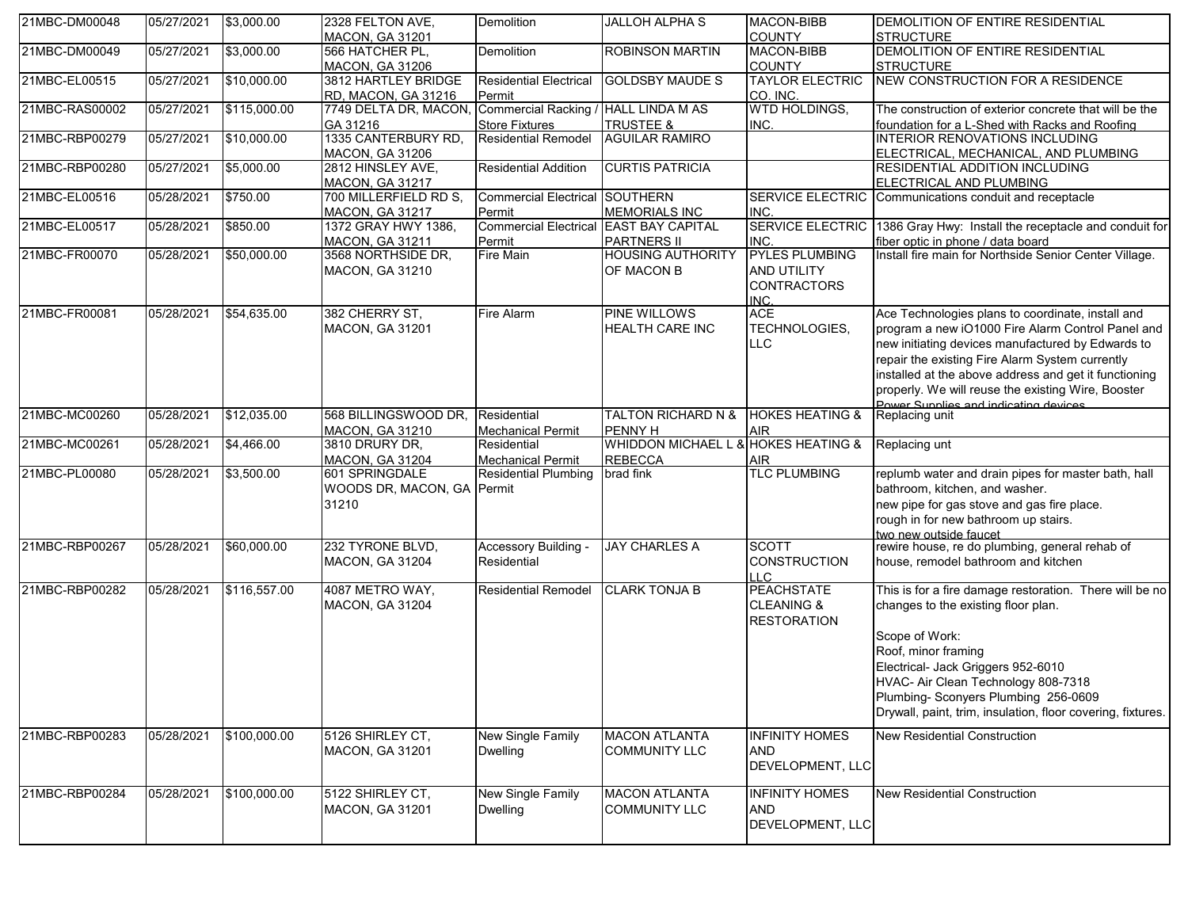| | | | | | | | |
|---|---|---|---|---|---|---|---|
| 21MBC-DM00048 | 05/27/2021 | $3,000.00 | 2328 FELTON AVE, MACON, GA 31201 | Demolition | JALLOH ALPHA S | MACON-BIBB COUNTY | DEMOLITION OF ENTIRE RESIDENTIAL STRUCTURE |
| 21MBC-DM00049 | 05/27/2021 | $3,000.00 | 566 HATCHER PL, MACON, GA 31206 | Demolition | ROBINSON MARTIN | MACON-BIBB COUNTY | DEMOLITION OF ENTIRE RESIDENTIAL STRUCTURE |
| 21MBC-EL00515 | 05/27/2021 | $10,000.00 | 3812 HARTLEY BRIDGE RD, MACON, GA 31216 | Residential Electrical Permit | GOLDSBY MAUDE S | TAYLOR ELECTRIC CO. INC. | NEW CONSTRUCTION FOR A RESIDENCE |
| 21MBC-RAS00002 | 05/27/2021 | $115,000.00 | 7749 DELTA DR, MACON, GA 31216 | Commercial Racking / Store Fixtures | HALL LINDA M AS TRUSTEE & | WTD HOLDINGS, INC. | The construction of exterior concrete that will be the foundation for a L-Shed with Racks and Roofing |
| 21MBC-RBP00279 | 05/27/2021 | $10,000.00 | 1335 CANTERBURY RD, MACON, GA 31206 | Residential Remodel | AGUILAR RAMIRO | | INTERIOR RENOVATIONS INCLUDING ELECTRICAL, MECHANICAL, AND PLUMBING |
| 21MBC-RBP00280 | 05/27/2021 | $5,000.00 | 2812 HINSLEY AVE, MACON, GA 31217 | Residential Addition | CURTIS PATRICIA | | RESIDENTIAL ADDITION INCLUDING ELECTRICAL AND PLUMBING |
| 21MBC-EL00516 | 05/28/2021 | $750.00 | 700 MILLERFIELD RD S, MACON, GA 31217 | Commercial Electrical Permit | SOUTHERN MEMORIALS INC | SERVICE ELECTRIC INC. | Communications conduit and receptacle |
| 21MBC-EL00517 | 05/28/2021 | $850.00 | 1372 GRAY HWY 1386, MACON, GA 31211 | Commercial Electrical Permit | EAST BAY CAPITAL PARTNERS II | SERVICE ELECTRIC INC. | 1386 Gray Hwy: Install the receptacle and conduit for fiber optic in phone / data board |
| 21MBC-FR00070 | 05/28/2021 | $50,000.00 | 3568 NORTHSIDE DR, MACON, GA 31210 | Fire Main | HOUSING AUTHORITY OF MACON B | PYLES PLUMBING AND UTILITY CONTRACTORS INC. | Install fire main for Northside Senior Center Village. |
| 21MBC-FR00081 | 05/28/2021 | $54,635.00 | 382 CHERRY ST, MACON, GA 31201 | Fire Alarm | PINE WILLOWS HEALTH CARE INC | ACE TECHNOLOGIES, LLC | Ace Technologies plans to coordinate, install and program a new iO1000 Fire Alarm Control Panel and new initiating devices manufactured by Edwards to repair the existing Fire Alarm System currently installed at the above address and get it functioning properly. We will reuse the existing Wire, Booster Power Supplies and indicating devices |
| 21MBC-MC00260 | 05/28/2021 | $12,035.00 | 568 BILLINGSWOOD DR, MACON, GA 31210 | Residential Mechanical Permit | TALTON RICHARD N & PENNY H | HOKES HEATING & AIR | Replacing unit |
| 21MBC-MC00261 | 05/28/2021 | $4,466.00 | 3810 DRURY DR, MACON, GA 31204 | Residential Mechanical Permit | WHIDDON MICHAEL L & REBECCA | HOKES HEATING & AIR | Replacing unt |
| 21MBC-PL00080 | 05/28/2021 | $3,500.00 | 601 SPRINGDALE WOODS DR, MACON, GA 31210 | Residential Plumbing Permit | brad fink | TLC PLUMBING | replumb water and drain pipes for master bath, hall bathroom, kitchen, and washer.<br>new pipe for gas stove and gas fire place.<br>rough in for new bathroom up stairs.<br>two new outside faucet |
| 21MBC-RBP00267 | 05/28/2021 | $60,000.00 | 232 TYRONE BLVD, MACON, GA 31204 | Accessory Building - Residential | JAY CHARLES A | SCOTT CONSTRUCTION LLC | rewire house, re do plumbing, general rehab of house, remodel bathroom and kitchen |
| 21MBC-RBP00282 | 05/28/2021 | $116,557.00 | 4087 METRO WAY, MACON, GA 31204 | Residential Remodel | CLARK TONJA B | PEACHSTATE CLEANING & RESTORATION | This is for a fire damage restoration. There will be no changes to the existing floor plan.<br><br>Scope of Work:<br>Roof, minor framing<br>Electrical- Jack Griggers 952-6010<br>HVAC- Air Clean Technology 808-7318<br>Plumbing- Sconyers Plumbing 256-0609<br>Drywall, paint, trim, insulation, floor covering, fixtures. |
| 21MBC-RBP00283 | 05/28/2021 | $100,000.00 | 5126 SHIRLEY CT, MACON, GA 31201 | New Single Family Dwelling | MACON ATLANTA COMMUNITY LLC | INFINITY HOMES AND DEVELOPMENT, LLC | New Residential Construction |
| 21MBC-RBP00284 | 05/28/2021 | $100,000.00 | 5122 SHIRLEY CT, MACON, GA 31201 | New Single Family Dwelling | MACON ATLANTA COMMUNITY LLC | INFINITY HOMES AND DEVELOPMENT, LLC | New Residential Construction |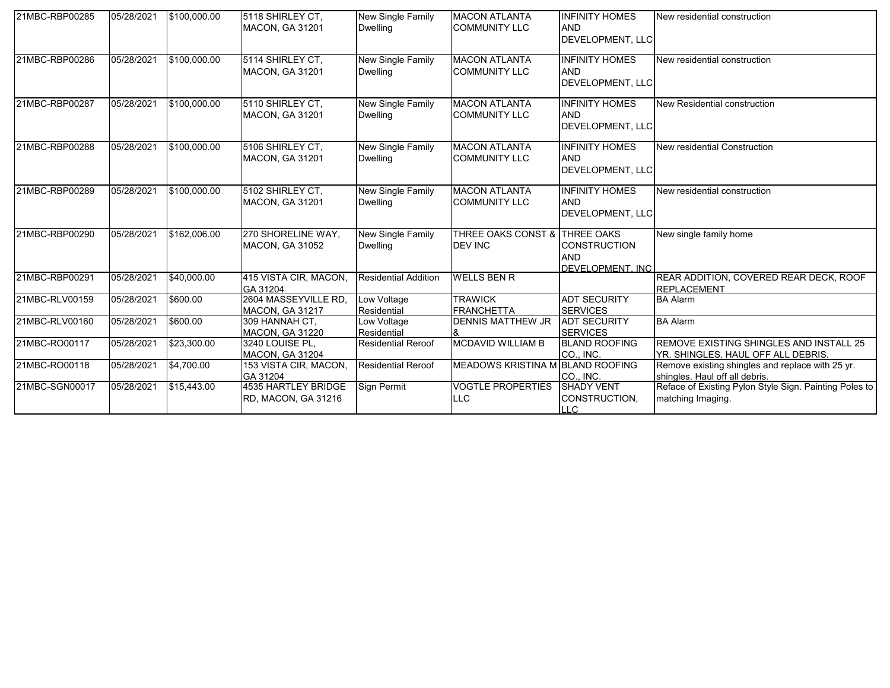| | | | | | | | |
|---|---|---|---|---|---|---|---|
| 21MBC-RBP00285 | 05/28/2021 | $100,000.00 | 5118 SHIRLEY CT, MACON, GA 31201 | New Single Family Dwelling | MACON ATLANTA COMMUNITY LLC | INFINITY HOMES AND DEVELOPMENT, LLC | New residential construction |
| 21MBC-RBP00286 | 05/28/2021 | $100,000.00 | 5114 SHIRLEY CT, MACON, GA 31201 | New Single Family Dwelling | MACON ATLANTA COMMUNITY LLC | INFINITY HOMES AND DEVELOPMENT, LLC | New residential construction |
| 21MBC-RBP00287 | 05/28/2021 | $100,000.00 | 5110 SHIRLEY CT, MACON, GA 31201 | New Single Family Dwelling | MACON ATLANTA COMMUNITY LLC | INFINITY HOMES AND DEVELOPMENT, LLC | New Residential construction |
| 21MBC-RBP00288 | 05/28/2021 | $100,000.00 | 5106 SHIRLEY CT, MACON, GA 31201 | New Single Family Dwelling | MACON ATLANTA COMMUNITY LLC | INFINITY HOMES AND DEVELOPMENT, LLC | New residential Construction |
| 21MBC-RBP00289 | 05/28/2021 | $100,000.00 | 5102 SHIRLEY CT, MACON, GA 31201 | New Single Family Dwelling | MACON ATLANTA COMMUNITY LLC | INFINITY HOMES AND DEVELOPMENT, LLC | New residential construction |
| 21MBC-RBP00290 | 05/28/2021 | $162,006.00 | 270 SHORELINE WAY, MACON, GA 31052 | New Single Family Dwelling | THREE OAKS CONST & DEV INC | THREE OAKS CONSTRUCTION AND DEVELOPMENT, INC | New single family home |
| 21MBC-RBP00291 | 05/28/2021 | $40,000.00 | 415 VISTA CIR, MACON, GA 31204 | Residential Addition | WELLS BEN R | | REAR ADDITION, COVERED REAR DECK, ROOF REPLACEMENT |
| 21MBC-RLV00159 | 05/28/2021 | $600.00 | 2604 MASSEYVILLE RD, MACON, GA 31217 | Low Voltage Residential | TRAWICK FRANCHETTA | ADT SECURITY SERVICES | BA Alarm |
| 21MBC-RLV00160 | 05/28/2021 | $600.00 | 309 HANNAH CT, MACON, GA 31220 | Low Voltage Residential | DENNIS MATTHEW JR & | ADT SECURITY SERVICES | BA Alarm |
| 21MBC-RO00117 | 05/28/2021 | $23,300.00 | 3240 LOUISE PL, MACON, GA 31204 | Residential Reroof | MCDAVID WILLIAM B | BLAND ROOFING CO., INC. | REMOVE EXISTING SHINGLES AND INSTALL 25 YR. SHINGLES. HAUL OFF ALL DEBRIS. |
| 21MBC-RO00118 | 05/28/2021 | $4,700.00 | 153 VISTA CIR, MACON, GA 31204 | Residential Reroof | MEADOWS KRISTINA M | BLAND ROOFING CO., INC. | Remove existing shingles and replace with 25 yr. shingles. Haul off all debris. |
| 21MBC-SGN00017 | 05/28/2021 | $15,443.00 | 4535 HARTLEY BRIDGE RD, MACON, GA 31216 | Sign Permit | VOGTLE PROPERTIES LLC | SHADY VENT CONSTRUCTION, LLC | Reface of Existing Pylon Style Sign. Painting Poles to matching Imaging. |